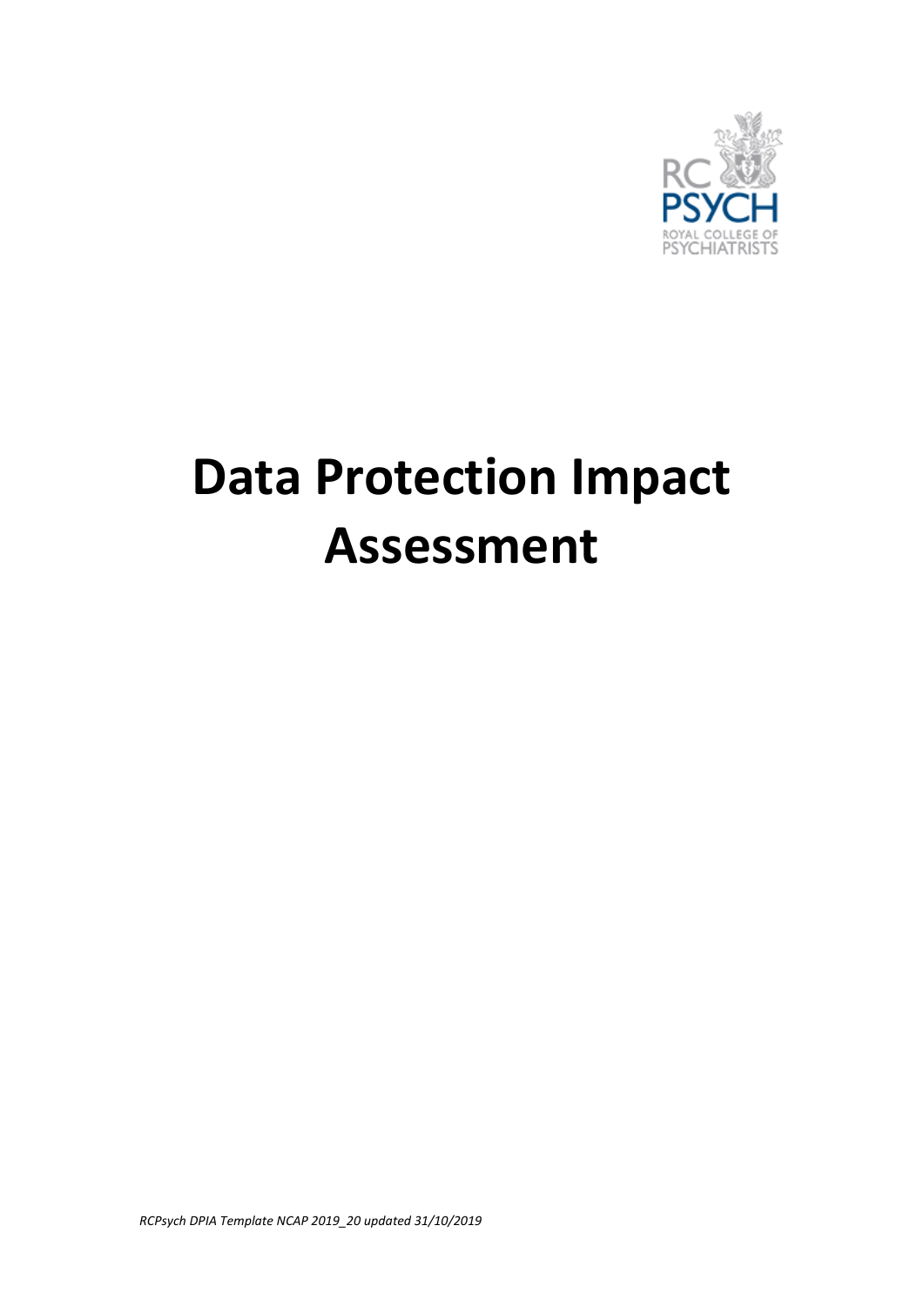# Data Protection Impact Assessment

*RCPsych DPIA Template NCAP 2019_20 updated 31/10/2019*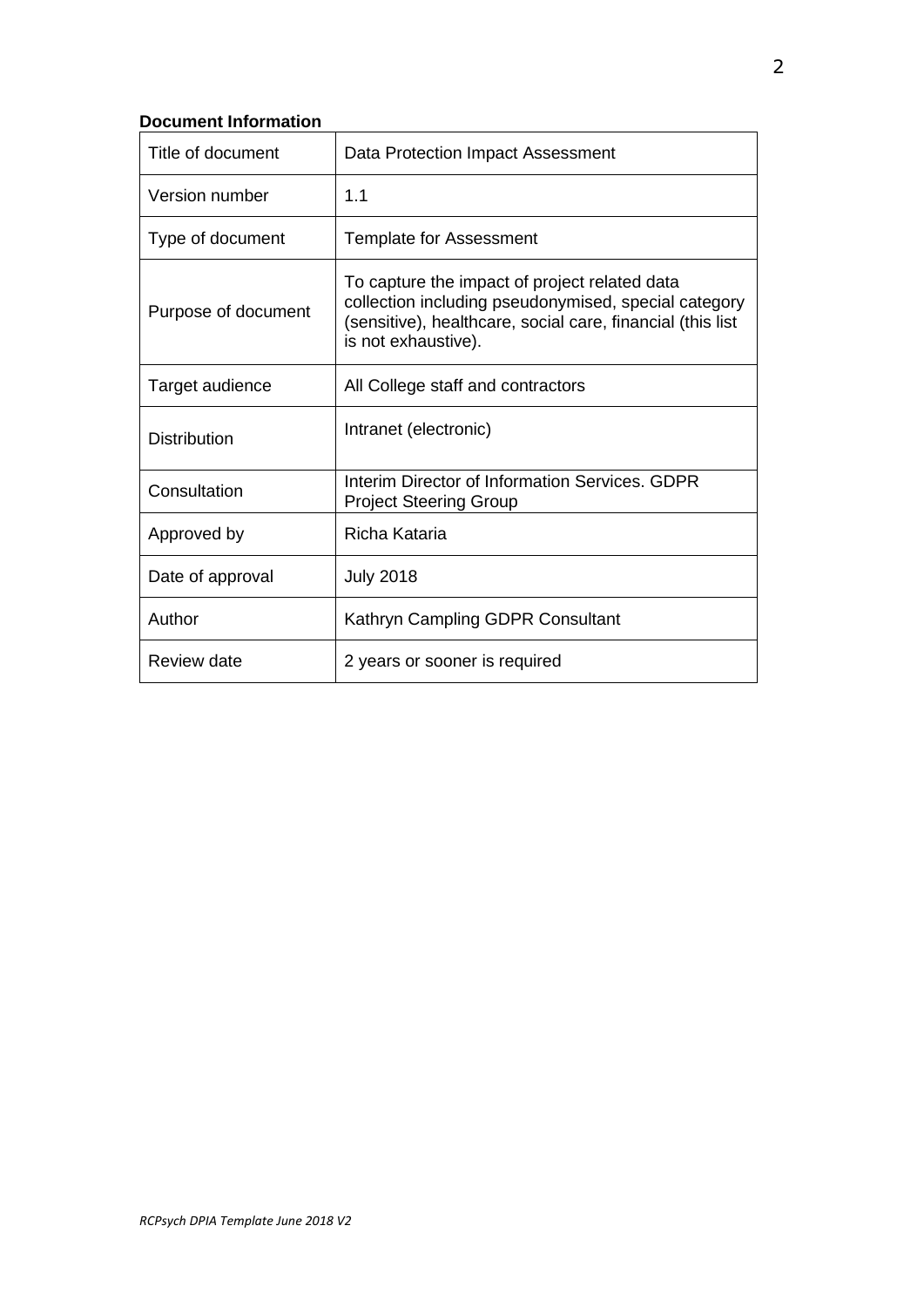**Document Information**

| | |
|---|---|
| Title of document | Data Protection Impact Assessment |
| Version number | 1.1 |
| Type of document | Template for Assessment |
| Purpose of document | To capture the impact of project related data collection including pseudonymised, special category (sensitive), healthcare, social care, financial (this list is not exhaustive). |
| Target audience | All College staff and contractors |
| Distribution | Intranet (electronic) |
| Consultation | Interim Director of Information Services. GDPR Project Steering Group |
| Approved by | Richa Kataria |
| Date of approval | July 2018 |
| Author | Kathryn Campling GDPR Consultant |
| Review date | 2 years or sooner is required |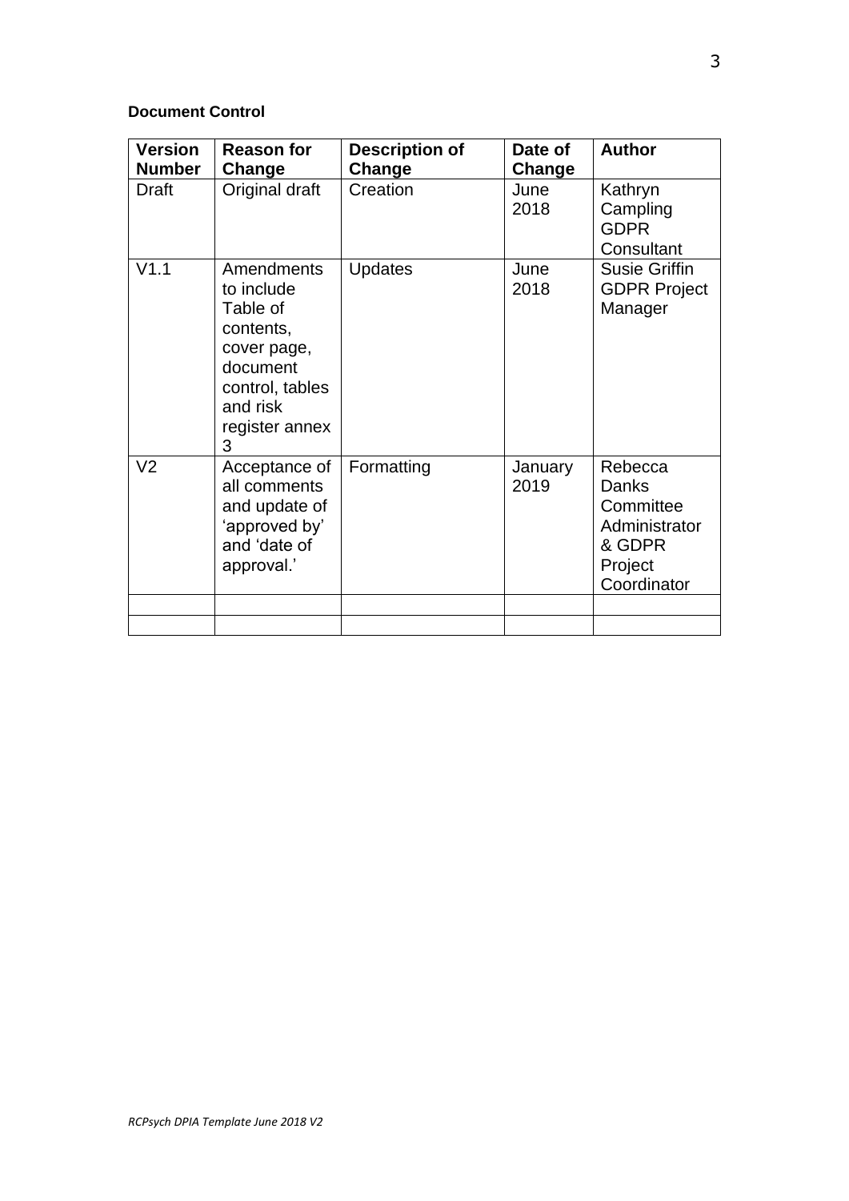**Document Control**

| Version Number | Reason for Change | Description of Change | Date of Change | Author |
|---|---|---|---|---|
| Draft | Original draft | Creation | June 2018 | Kathryn Campling GDPR Consultant |
| V1.1 | Amendments to include Table of contents, cover page, document control, tables and risk register annex 3 | Updates | June 2018 | Susie Griffin GDPR Project Manager |
| V2 | Acceptance of all comments and update of 'approved by' and 'date of approval.' | Formatting | January 2019 | Rebecca Danks Committee Administrator & GDPR Project Coordinator |
| | | | | |
| | | | | |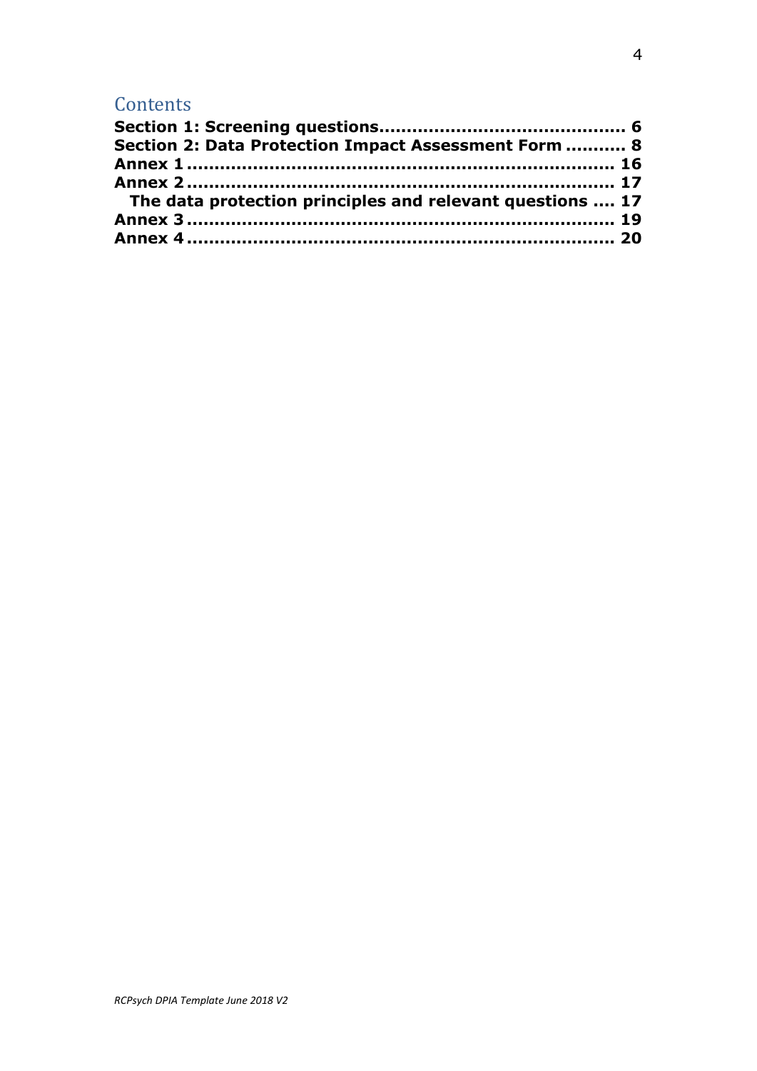## Contents

**Section 1: Screening questions........................................... 6**
**Section 2: Data Protection Impact Assessment Form ........... 8**
**Annex 1 ........................................................................... 16**
**Annex 2 ........................................................................... 17**
  **The data protection principles and relevant questions .... 17**
**Annex 3 ........................................................................... 19**
**Annex 4 ........................................................................... 20**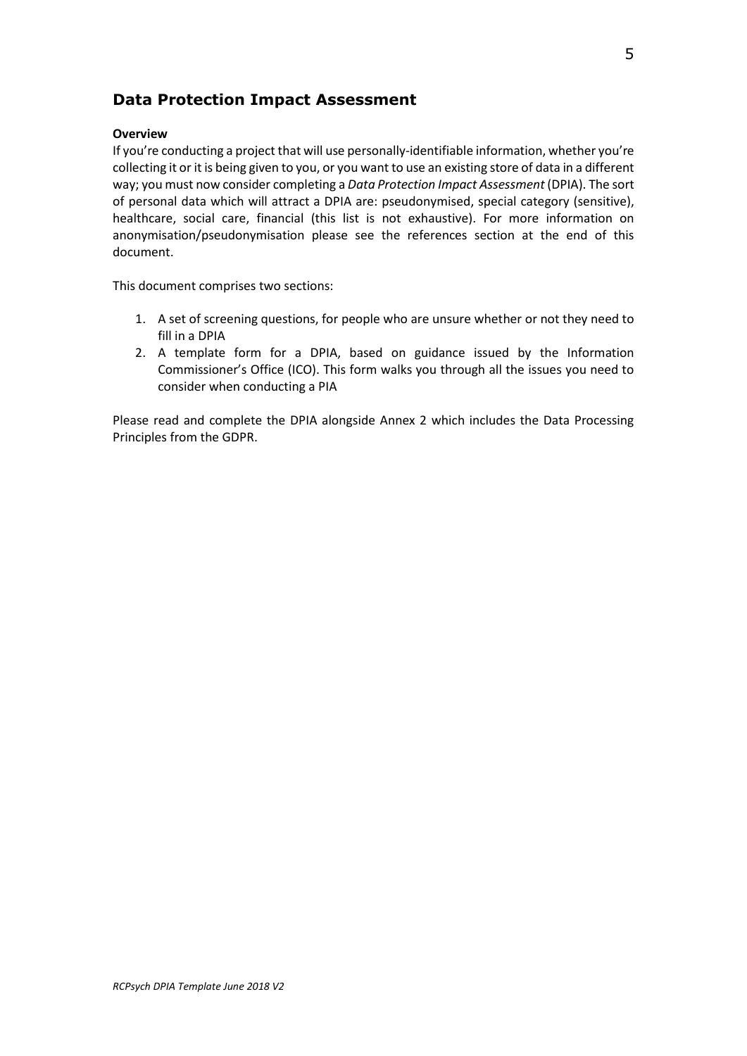## Data Protection Impact Assessment

**Overview**

If you're conducting a project that will use personally-identifiable information, whether you're collecting it or it is being given to you, or you want to use an existing store of data in a different way; you must now consider completing a *Data Protection Impact Assessment* (DPIA). The sort of personal data which will attract a DPIA are: pseudonymised, special category (sensitive), healthcare, social care, financial (this list is not exhaustive). For more information on anonymisation/pseudonymisation please see the references section at the end of this document.

This document comprises two sections:

1. A set of screening questions, for people who are unsure whether or not they need to fill in a DPIA
2. A template form for a DPIA, based on guidance issued by the Information Commissioner's Office (ICO). This form walks you through all the issues you need to consider when conducting a PIA

Please read and complete the DPIA alongside Annex 2 which includes the Data Processing Principles from the GDPR.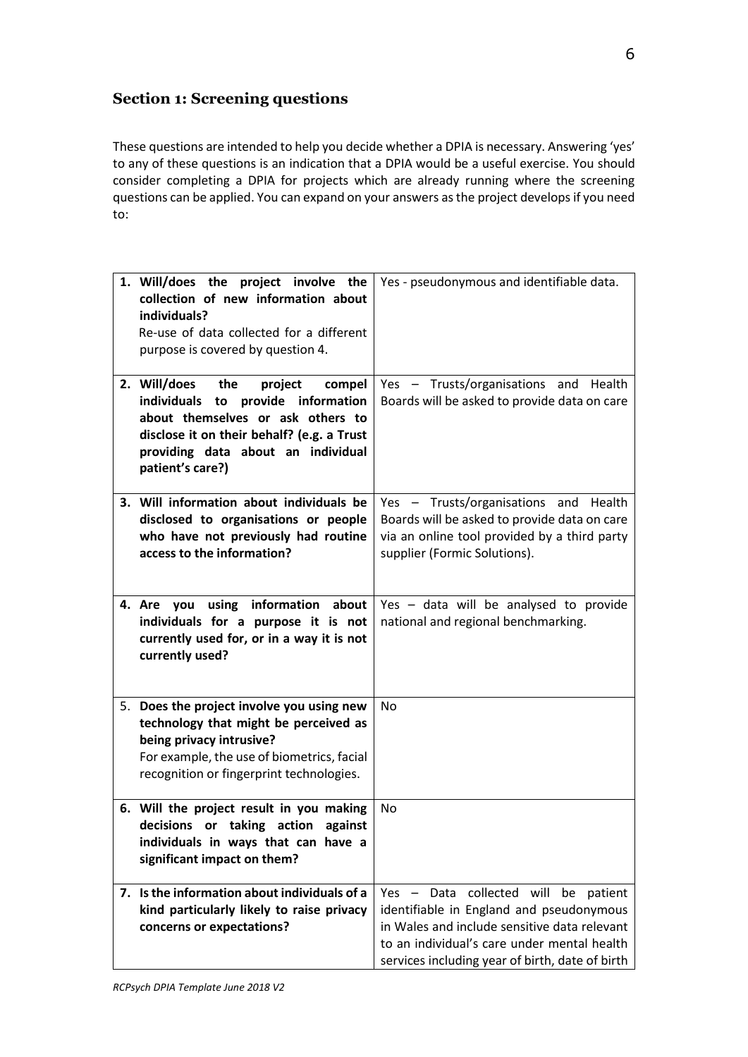## Section 1: Screening questions

These questions are intended to help you decide whether a DPIA is necessary. Answering 'yes' to any of these questions is an indication that a DPIA would be a useful exercise. You should consider completing a DPIA for projects which are already running where the screening questions can be applied. You can expand on your answers as the project develops if you need to:

| | |
|---|---|
| **1. Will/does the project involve the collection of new information about individuals?**<br>Re-use of data collected for a different purpose is covered by question 4. | Yes - pseudonymous and identifiable data. |
| **2. Will/does the project compel individuals to provide information about themselves or ask others to disclose it on their behalf? (e.g. a Trust providing data about an individual patient's care?)** | Yes – Trusts/organisations and Health Boards will be asked to provide data on care |
| **3. Will information about individuals be disclosed to organisations or people who have not previously had routine access to the information?** | Yes – Trusts/organisations and Health Boards will be asked to provide data on care via an online tool provided by a third party supplier (Formic Solutions). |
| **4. Are you using information about individuals for a purpose it is not currently used for, or in a way it is not currently used?** | Yes – data will be analysed to provide national and regional benchmarking. |
| **5. Does the project involve you using new technology that might be perceived as being privacy intrusive?**<br>For example, the use of biometrics, facial recognition or fingerprint technologies. | No |
| **6. Will the project result in you making decisions or taking action against individuals in ways that can have a significant impact on them?** | No |
| **7. Is the information about individuals of a kind particularly likely to raise privacy concerns or expectations?** | Yes – Data collected will be patient identifiable in England and pseudonymous in Wales and include sensitive data relevant to an individual's care under mental health services including year of birth, date of birth |

*RCPsych DPIA Template June 2018 V2*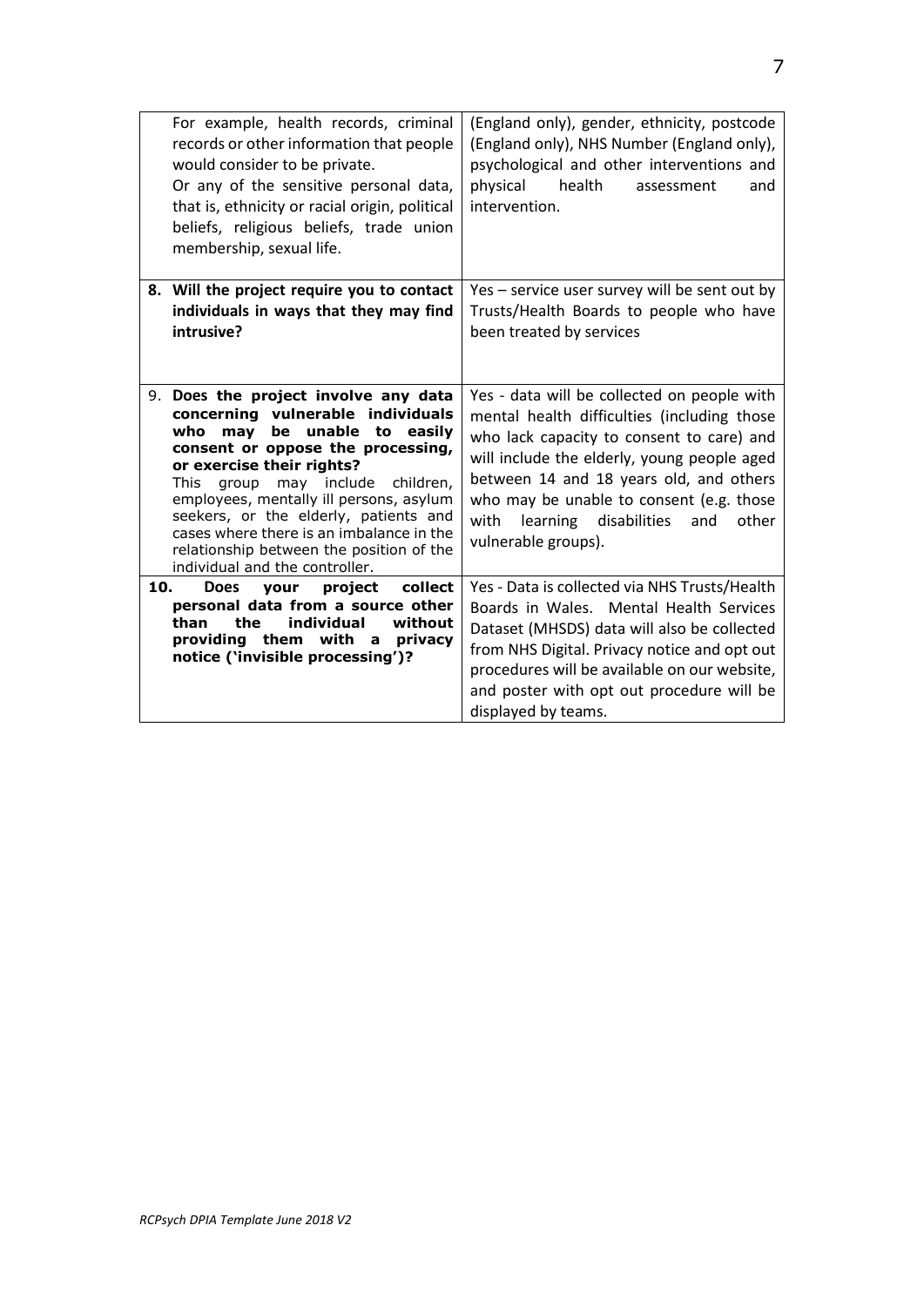| | |
|---|---|
| For example, health records, criminal records or other information that people would consider to be private.<br>Or any of the sensitive personal data, that is, ethnicity or racial origin, political beliefs, religious beliefs, trade union membership, sexual life. | (England only), gender, ethnicity, postcode (England only), NHS Number (England only), psychological and other interventions and physical health assessment and intervention. |
| **8. Will the project require you to contact individuals in ways that they may find intrusive?** | Yes – service user survey will be sent out by Trusts/Health Boards to people who have been treated by services |
| 9. **Does the project involve any data concerning vulnerable individuals who may be unable to easily consent or oppose the processing, or exercise their rights?**<br>This group may include children, employees, mentally ill persons, asylum seekers, or the elderly, patients and cases where there is an imbalance in the relationship between the position of the individual and the controller. | Yes - data will be collected on people with mental health difficulties (including those who lack capacity to consent to care) and will include the elderly, young people aged between 14 and 18 years old, and others who may be unable to consent (e.g. those with learning disabilities and other vulnerable groups). |
| **10. Does your project collect personal data from a source other than the individual without providing them with a privacy notice ('invisible processing')?** | Yes - Data is collected via NHS Trusts/Health Boards in Wales. Mental Health Services Dataset (MHSDS) data will also be collected from NHS Digital. Privacy notice and opt out procedures will be available on our website, and poster with opt out procedure will be displayed by teams. |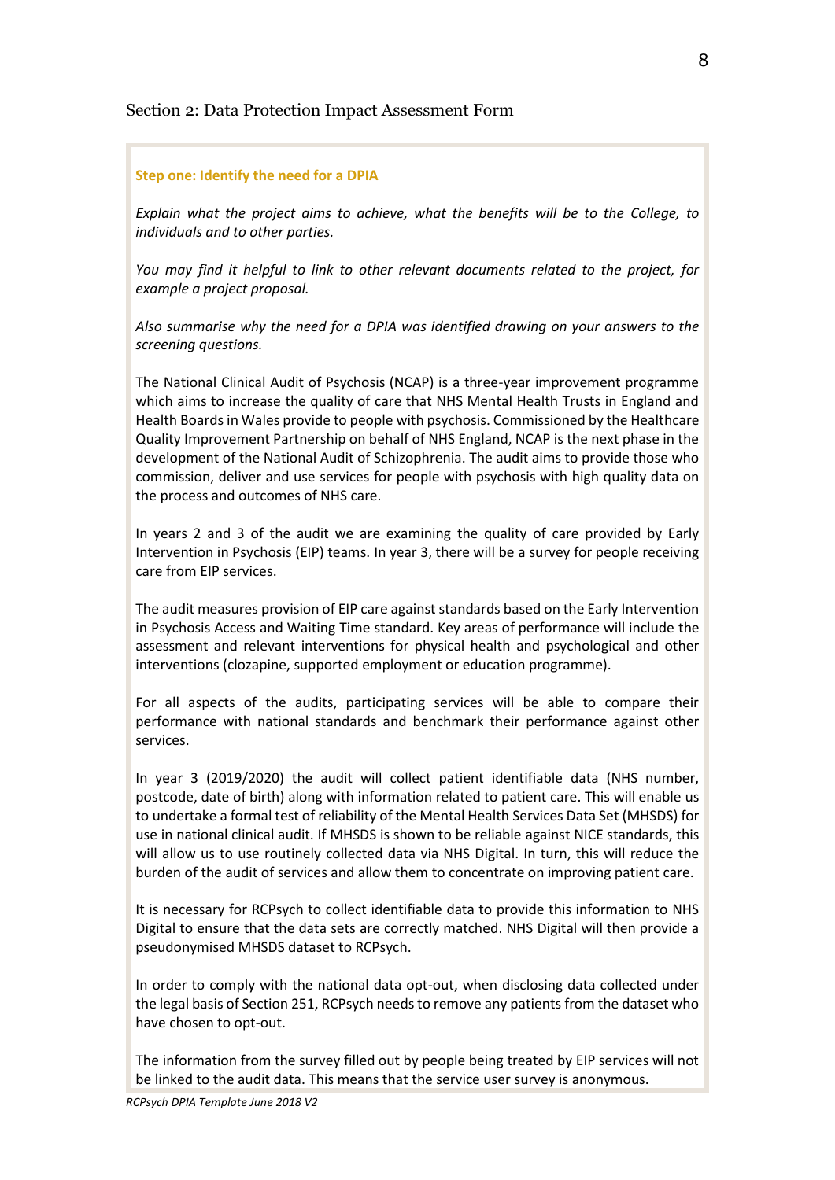## Section 2: Data Protection Impact Assessment Form

**Step one: Identify the need for a DPIA**

*Explain what the project aims to achieve, what the benefits will be to the College, to individuals and to other parties.*

*You may find it helpful to link to other relevant documents related to the project, for example a project proposal.*

*Also summarise why the need for a DPIA was identified drawing on your answers to the screening questions.*

The National Clinical Audit of Psychosis (NCAP) is a three-year improvement programme which aims to increase the quality of care that NHS Mental Health Trusts in England and Health Boards in Wales provide to people with psychosis. Commissioned by the Healthcare Quality Improvement Partnership on behalf of NHS England, NCAP is the next phase in the development of the National Audit of Schizophrenia. The audit aims to provide those who commission, deliver and use services for people with psychosis with high quality data on the process and outcomes of NHS care.

In years 2 and 3 of the audit we are examining the quality of care provided by Early Intervention in Psychosis (EIP) teams. In year 3, there will be a survey for people receiving care from EIP services.

The audit measures provision of EIP care against standards based on the Early Intervention in Psychosis Access and Waiting Time standard. Key areas of performance will include the assessment and relevant interventions for physical health and psychological and other interventions (clozapine, supported employment or education programme).

For all aspects of the audits, participating services will be able to compare their performance with national standards and benchmark their performance against other services.

In year 3 (2019/2020) the audit will collect patient identifiable data (NHS number, postcode, date of birth) along with information related to patient care. This will enable us to undertake a formal test of reliability of the Mental Health Services Data Set (MHSDS) for use in national clinical audit. If MHSDS is shown to be reliable against NICE standards, this will allow us to use routinely collected data via NHS Digital. In turn, this will reduce the burden of the audit of services and allow them to concentrate on improving patient care.

It is necessary for RCPsych to collect identifiable data to provide this information to NHS Digital to ensure that the data sets are correctly matched. NHS Digital will then provide a pseudonymised MHSDS dataset to RCPsych.

In order to comply with the national data opt-out, when disclosing data collected under the legal basis of Section 251, RCPsych needs to remove any patients from the dataset who have chosen to opt-out.

The information from the survey filled out by people being treated by EIP services will not be linked to the audit data. This means that the service user survey is anonymous.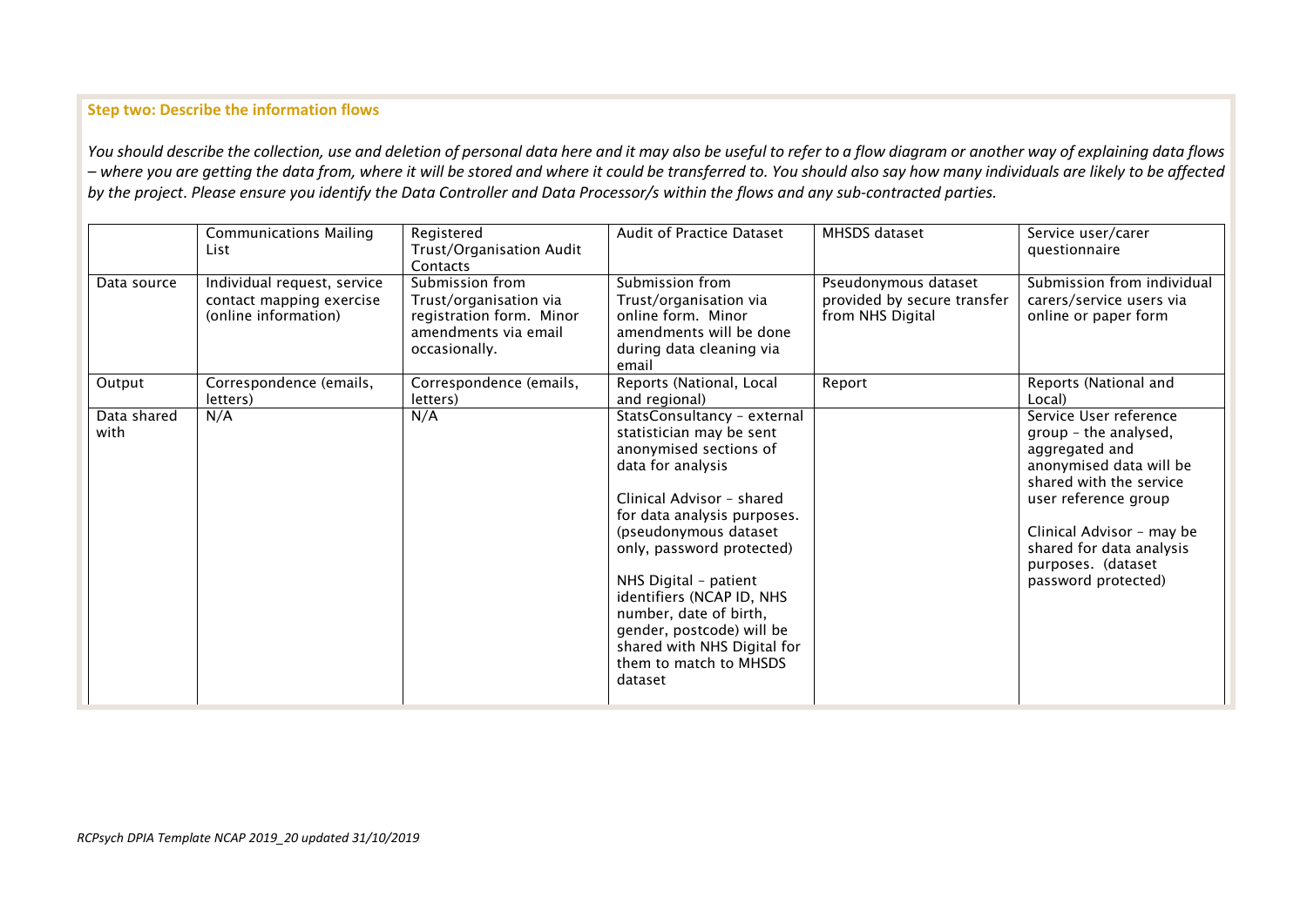**Step two: Describe the information flows**

*You should describe the collection, use and deletion of personal data here and it may also be useful to refer to a flow diagram or another way of explaining data flows – where you are getting the data from, where it will be stored and where it could be transferred to. You should also say how many individuals are likely to be affected by the project. Please ensure you identify the Data Controller and Data Processor/s within the flows and any sub-contracted parties.*

| | Communications Mailing List | Registered Trust/Organisation Audit Contacts | Audit of Practice Dataset | MHSDS dataset | Service user/carer questionnaire |
|---|---|---|---|---|---|
| Data source | Individual request, service contact mapping exercise (online information) | Submission from Trust/organisation via registration form. Minor amendments via email occasionally. | Submission from Trust/organisation via online form. Minor amendments will be done during data cleaning via email | Pseudonymous dataset provided by secure transfer from NHS Digital | Submission from individual carers/service users via online or paper form |
| Output | Correspondence (emails, letters) | Correspondence (emails, letters) | Reports (National, Local and regional) | Report | Reports (National and Local) |
| Data shared with | N/A | N/A | StatsConsultancy - external statistician may be sent anonymised sections of data for analysis<br><br>Clinical Advisor - shared for data analysis purposes. (pseudonymous dataset only, password protected)<br><br>NHS Digital - patient identifiers (NCAP ID, NHS number, date of birth, gender, postcode) will be shared with NHS Digital for them to match to MHSDS dataset | | Service User reference group - the analysed, aggregated and anonymised data will be shared with the service user reference group<br><br>Clinical Advisor - may be shared for data analysis purposes. (dataset password protected) |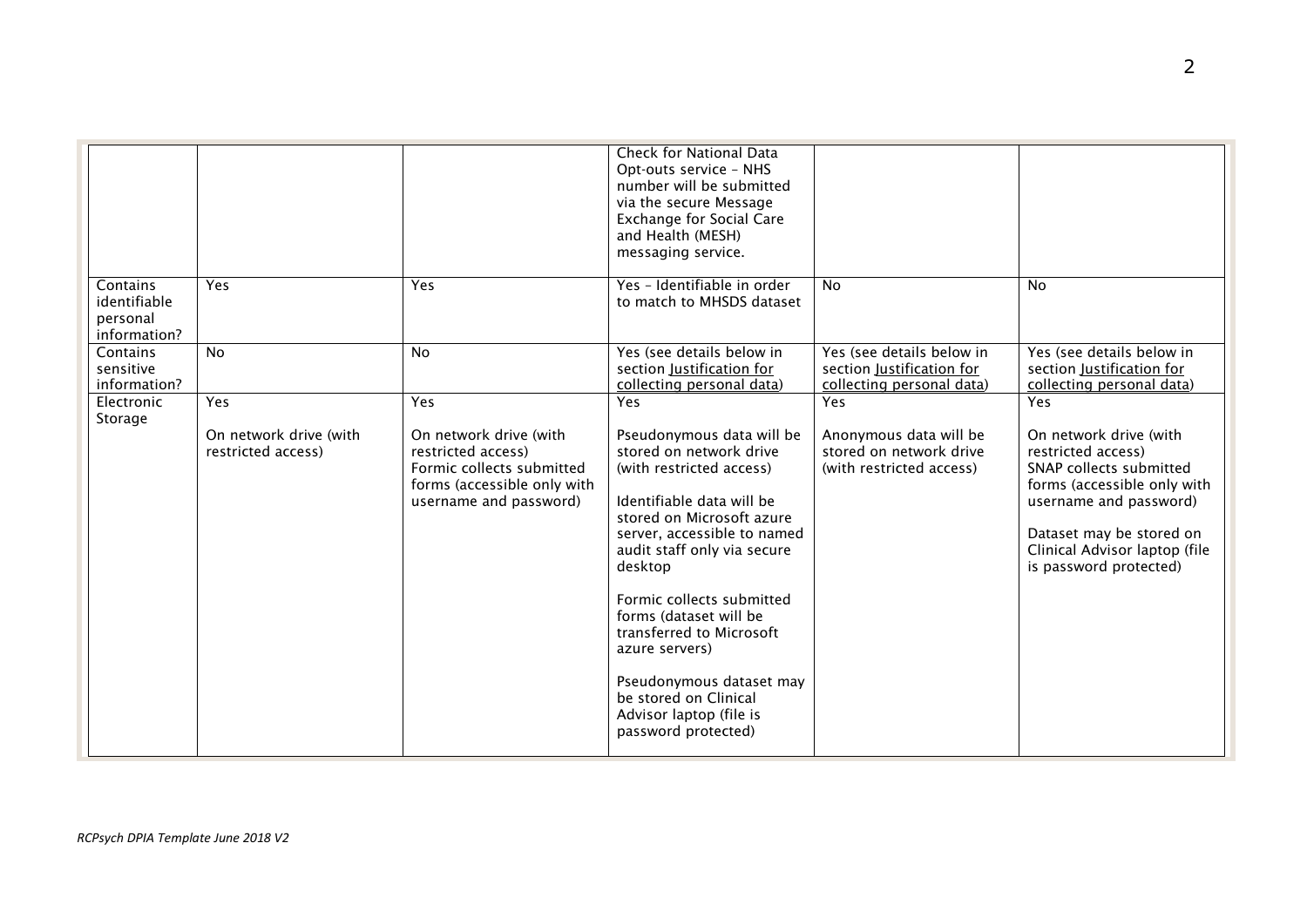| | | | | | |
|---|---|---|---|---|---|
| | | | Check for National Data Opt-outs service – NHS number will be submitted via the secure Message Exchange for Social Care and Health (MESH) messaging service. | | |
| Contains identifiable personal information? | Yes | Yes | Yes – Identifiable in order to match to MHSDS dataset | No | No |
| Contains sensitive information? | No | No | Yes (see details below in section Justification for collecting personal data) | Yes (see details below in section Justification for collecting personal data) | Yes (see details below in section Justification for collecting personal data) |
| Electronic Storage | Yes<br><br>On network drive (with restricted access) | Yes<br><br>On network drive (with restricted access)<br>Formic collects submitted forms (accessible only with username and password) | Yes<br><br>Pseudonymous data will be stored on network drive (with restricted access)<br><br>Identifiable data will be stored on Microsoft azure server, accessible to named audit staff only via secure desktop<br><br>Formic collects submitted forms (dataset will be transferred to Microsoft azure servers)<br><br>Pseudonymous dataset may be stored on Clinical Advisor laptop (file is password protected) | Yes<br><br>Anonymous data will be stored on network drive (with restricted access) | Yes<br><br>On network drive (with restricted access)<br>SNAP collects submitted forms (accessible only with username and password)<br><br>Dataset may be stored on Clinical Advisor laptop (file is password protected) |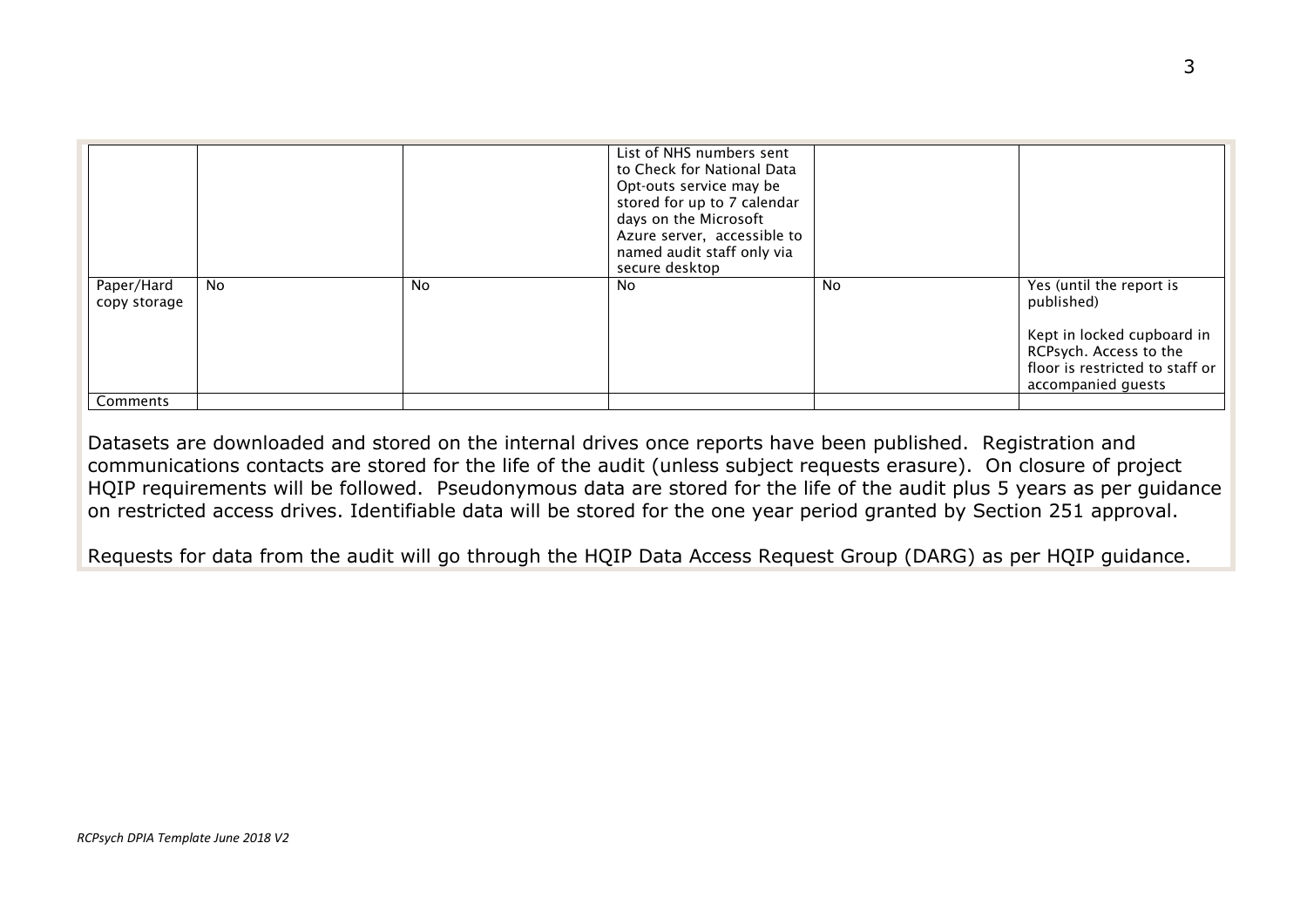| | | | | | |
|---|---|---|---|---|---|
| | | | List of NHS numbers sent to Check for National Data Opt-outs service may be stored for up to 7 calendar days on the Microsoft Azure server, accessible to named audit staff only via secure desktop | | |
| Paper/Hard copy storage | No | No | No | No | Yes (until the report is published)<br><br>Kept in locked cupboard in RCPsych. Access to the floor is restricted to staff or accompanied guests |
| Comments | | | | | |

Datasets are downloaded and stored on the internal drives once reports have been published. Registration and communications contacts are stored for the life of the audit (unless subject requests erasure). On closure of project HQIP requirements will be followed. Pseudonymous data are stored for the life of the audit plus 5 years as per guidance on restricted access drives. Identifiable data will be stored for the one year period granted by Section 251 approval.

Requests for data from the audit will go through the HQIP Data Access Request Group (DARG) as per HQIP guidance.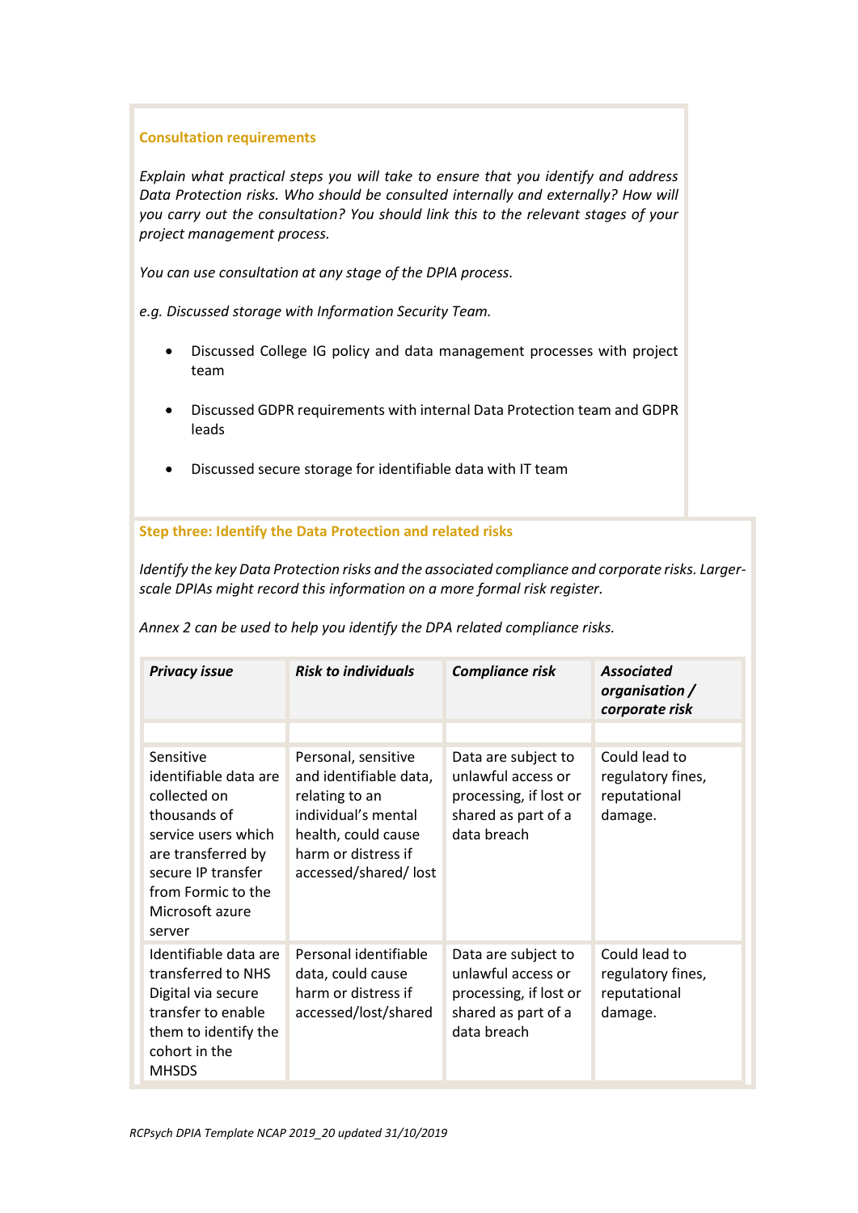**Consultation requirements**

*Explain what practical steps you will take to ensure that you identify and address Data Protection risks. Who should be consulted internally and externally? How will you carry out the consultation? You should link this to the relevant stages of your project management process.*

*You can use consultation at any stage of the DPIA process.*

*e.g. Discussed storage with Information Security Team.*

- Discussed College IG policy and data management processes with project team
- Discussed GDPR requirements with internal Data Protection team and GDPR leads
- Discussed secure storage for identifiable data with IT team

**Step three: Identify the Data Protection and related risks**

*Identify the key Data Protection risks and the associated compliance and corporate risks. Larger-scale DPIAs might record this information on a more formal risk register.*

*Annex 2 can be used to help you identify the DPA related compliance risks.*

| ***Privacy issue*** | ***Risk to individuals*** | ***Compliance risk*** | ***Associated organisation / corporate risk*** |
|---|---|---|---|
| | | | |
| Sensitive identifiable data are collected on thousands of service users which are transferred by secure IP transfer from Formic to the Microsoft azure server | Personal, sensitive and identifiable data, relating to an individual's mental health, could cause harm or distress if accessed/shared/ lost | Data are subject to unlawful access or processing, if lost or shared as part of a data breach | Could lead to regulatory fines, reputational damage. |
| Identifiable data are transferred to NHS Digital via secure transfer to enable them to identify the cohort in the MHSDS | Personal identifiable data, could cause harm or distress if accessed/lost/shared | Data are subject to unlawful access or processing, if lost or shared as part of a data breach | Could lead to regulatory fines, reputational damage. |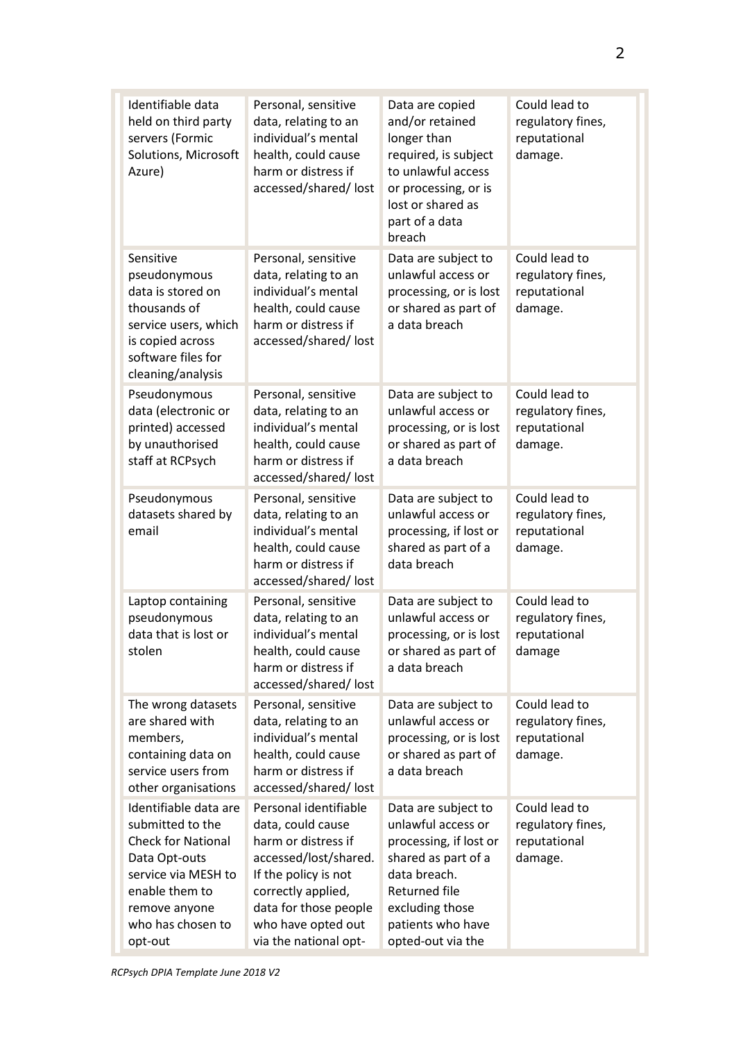| | | | |
|---|---|---|---|
| Identifiable data held on third party servers (Formic Solutions, Microsoft Azure) | Personal, sensitive data, relating to an individual's mental health, could cause harm or distress if accessed/shared/ lost | Data are copied and/or retained longer than required, is subject to unlawful access or processing, or is lost or shared as part of a data breach | Could lead to regulatory fines, reputational damage. |
| Sensitive pseudonymous data is stored on thousands of service users, which is copied across software files for cleaning/analysis | Personal, sensitive data, relating to an individual's mental health, could cause harm or distress if accessed/shared/ lost | Data are subject to unlawful access or processing, or is lost or shared as part of a data breach | Could lead to regulatory fines, reputational damage. |
| Pseudonymous data (electronic or printed) accessed by unauthorised staff at RCPsych | Personal, sensitive data, relating to an individual's mental health, could cause harm or distress if accessed/shared/ lost | Data are subject to unlawful access or processing, or is lost or shared as part of a data breach | Could lead to regulatory fines, reputational damage. |
| Pseudonymous datasets shared by email | Personal, sensitive data, relating to an individual's mental health, could cause harm or distress if accessed/shared/ lost | Data are subject to unlawful access or processing, if lost or shared as part of a data breach | Could lead to regulatory fines, reputational damage. |
| Laptop containing pseudonymous data that is lost or stolen | Personal, sensitive data, relating to an individual's mental health, could cause harm or distress if accessed/shared/ lost | Data are subject to unlawful access or processing, or is lost or shared as part of a data breach | Could lead to regulatory fines, reputational damage |
| The wrong datasets are shared with members, containing data on service users from other organisations | Personal, sensitive data, relating to an individual's mental health, could cause harm or distress if accessed/shared/ lost | Data are subject to unlawful access or processing, or is lost or shared as part of a data breach | Could lead to regulatory fines, reputational damage. |
| Identifiable data are submitted to the Check for National Data Opt-outs service via MESH to enable them to remove anyone who has chosen to opt-out | Personal identifiable data, could cause harm or distress if accessed/lost/shared. If the policy is not correctly applied, data for those people who have opted out via the national opt- | Data are subject to unlawful access or processing, if lost or shared as part of a data breach. Returned file excluding those patients who have opted-out via the | Could lead to regulatory fines, reputational damage. |

*RCPsych DPIA Template June 2018 V2*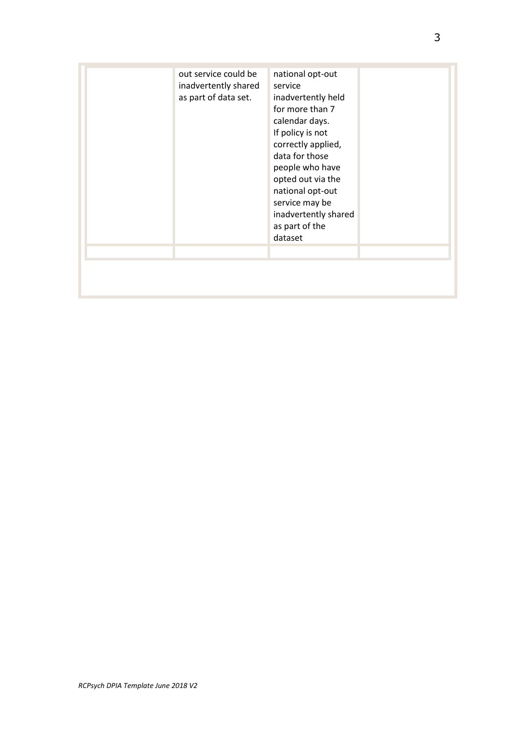| | | | |
|---|---|---|---|
| | out service could be inadvertently shared as part of data set. | national opt-out service inadvertently held for more than 7 calendar days. If policy is not correctly applied, data for those people who have opted out via the national opt-out service may be inadvertently shared as part of the dataset | |
| | | | |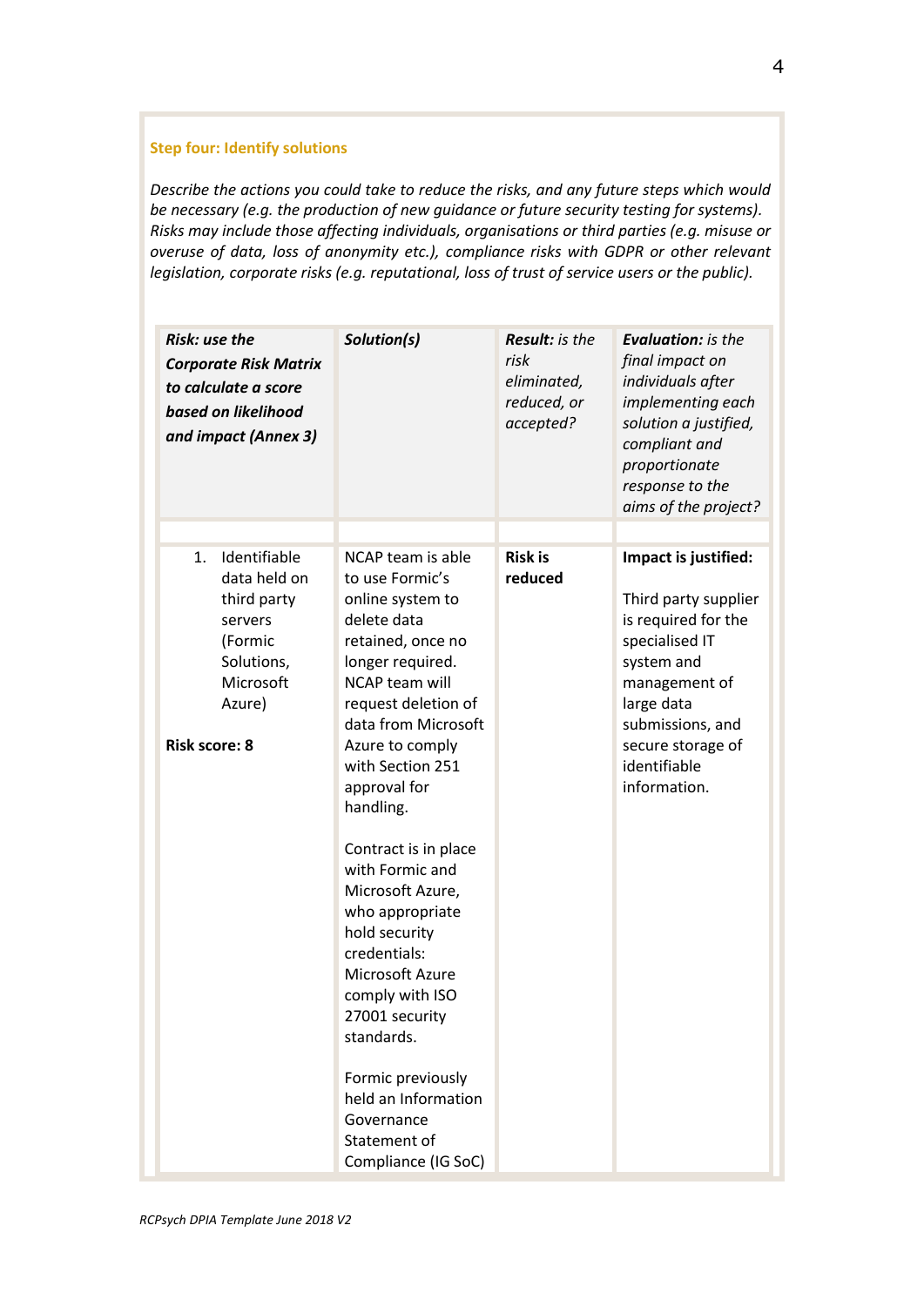### Step four: Identify solutions

*Describe the actions you could take to reduce the risks, and any future steps which would be necessary (e.g. the production of new guidance or future security testing for systems). Risks may include those affecting individuals, organisations or third parties (e.g. misuse or overuse of data, loss of anonymity etc.), compliance risks with GDPR or other relevant legislation, corporate risks (e.g. reputational, loss of trust of service users or the public).*

| ***Risk: use the Corporate Risk Matrix to calculate a score based on likelihood and impact (Annex 3)*** | ***Solution(s)*** | ***Result:** is the risk eliminated, reduced, or accepted?* | ***Evaluation:** is the final impact on individuals after implementing each solution a justified, compliant and proportionate response to the aims of the project?* |
|---|---|---|---|
| | | | |
| 1. Identifiable data held on third party servers (Formic Solutions, Microsoft Azure)<br><br>**Risk score: 8** | NCAP team is able to use Formic's online system to delete data retained, once no longer required. NCAP team will request deletion of data from Microsoft Azure to comply with Section 251 approval for handling.<br><br>Contract is in place with Formic and Microsoft Azure, who appropriate hold security credentials: Microsoft Azure comply with ISO 27001 security standards.<br><br>Formic previously held an Information Governance Statement of Compliance (IG SoC) | **Risk is reduced** | **Impact is justified:**<br><br>Third party supplier is required for the specialised IT system and management of large data submissions, and secure storage of identifiable information. |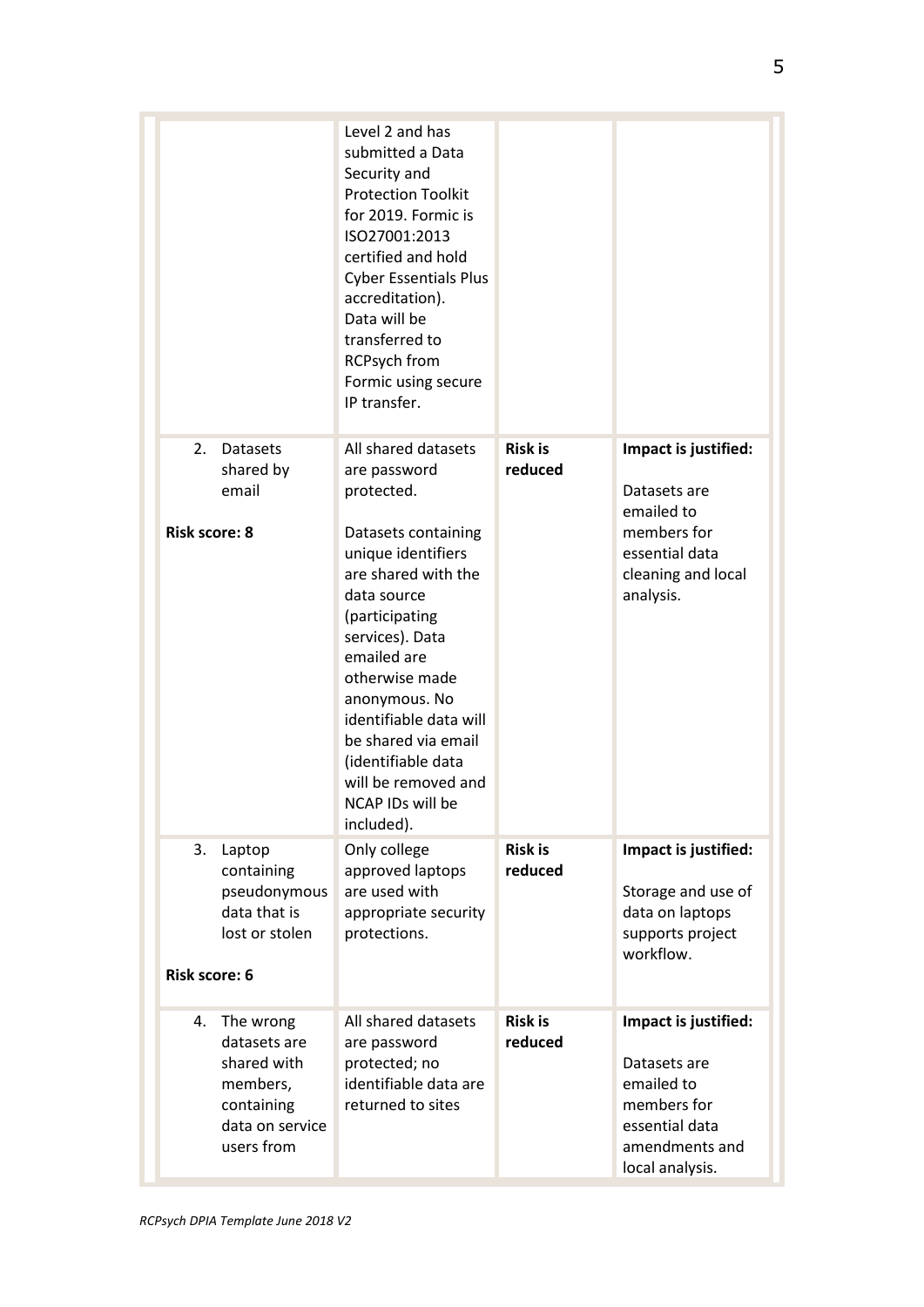| | | | |
|---|---|---|---|
| | Level 2 and has submitted a Data Security and Protection Toolkit for 2019. Formic is ISO27001:2013 certified and hold Cyber Essentials Plus accreditation). Data will be transferred to RCPsych from Formic using secure IP transfer. | | |
| 2. Datasets shared by email<br><br>**Risk score: 8** | All shared datasets are password protected.<br><br>Datasets containing unique identifiers are shared with the data source (participating services). Data emailed are otherwise made anonymous. No identifiable data will be shared via email (identifiable data will be removed and NCAP IDs will be included). | **Risk is reduced** | **Impact is justified:**<br><br>Datasets are emailed to members for essential data cleaning and local analysis. |
| 3. Laptop containing pseudonymous data that is lost or stolen<br><br>**Risk score: 6** | Only college approved laptops are used with appropriate security protections. | **Risk is reduced** | **Impact is justified:**<br><br>Storage and use of data on laptops supports project workflow. |
| 4. The wrong datasets are shared with members, containing data on service users from | All shared datasets are password protected; no identifiable data are returned to sites | **Risk is reduced** | **Impact is justified:**<br><br>Datasets are emailed to members for essential data amendments and local analysis. |

*RCPsych DPIA Template June 2018 V2*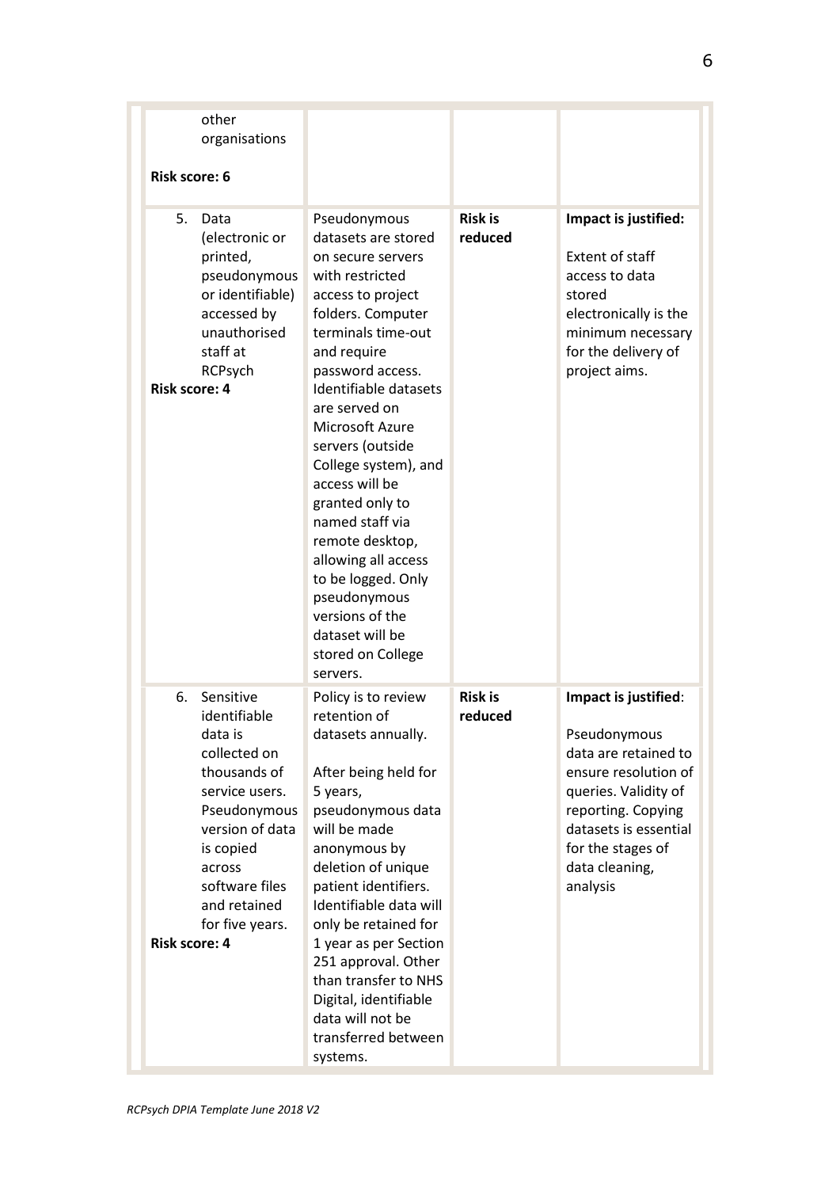| | | | |
|---|---|---|---|
| other organisations<br><br>**Risk score: 6** | | | |
| 5. Data (electronic or printed, pseudonymous or identifiable) accessed by unauthorised staff at RCPsych<br>**Risk score: 4** | Pseudonymous datasets are stored on secure servers with restricted access to project folders. Computer terminals time-out and require password access. Identifiable datasets are served on Microsoft Azure servers (outside College system), and access will be granted only to named staff via remote desktop, allowing all access to be logged. Only pseudonymous versions of the dataset will be stored on College servers. | **Risk is reduced** | **Impact is justified:**<br><br>Extent of staff access to data stored electronically is the minimum necessary for the delivery of project aims. |
| 6. Sensitive identifiable data is collected on thousands of service users. Pseudonymous version of data is copied across software files and retained for five years.<br>**Risk score: 4** | Policy is to review retention of datasets annually.<br><br>After being held for 5 years, pseudonymous data will be made anonymous by deletion of unique patient identifiers. Identifiable data will only be retained for 1 year as per Section 251 approval. Other than transfer to NHS Digital, identifiable data will not be transferred between systems. | **Risk is reduced** | **Impact is justified**:<br><br>Pseudonymous data are retained to ensure resolution of queries. Validity of reporting. Copying datasets is essential for the stages of data cleaning, analysis |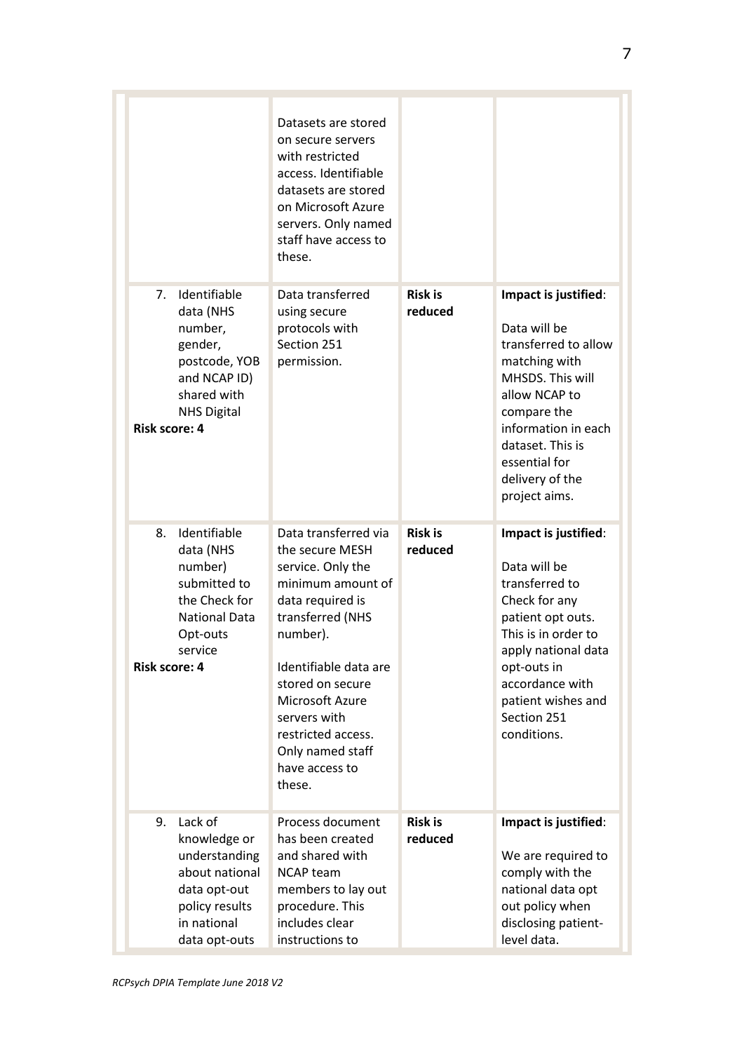| | | | |
|---|---|---|---|
| | Datasets are stored on secure servers with restricted access. Identifiable datasets are stored on Microsoft Azure servers. Only named staff have access to these. | | |
| 7. Identifiable data (NHS number, gender, postcode, YOB and NCAP ID) shared with NHS Digital<br>**Risk score: 4** | Data transferred using secure protocols with Section 251 permission. | **Risk is reduced** | **Impact is justified**:<br><br>Data will be transferred to allow matching with MHSDS. This will allow NCAP to compare the information in each dataset. This is essential for delivery of the project aims. |
| 8. Identifiable data (NHS number) submitted to the Check for National Data Opt-outs service<br>**Risk score: 4** | Data transferred via the secure MESH service. Only the minimum amount of data required is transferred (NHS number).<br><br>Identifiable data are stored on secure Microsoft Azure servers with restricted access. Only named staff have access to these. | **Risk is reduced** | **Impact is justified**:<br><br>Data will be transferred to Check for any patient opt outs. This is in order to apply national data opt-outs in accordance with patient wishes and Section 251 conditions. |
| 9. Lack of knowledge or understanding about national data opt-out policy results in national data opt-outs | Process document has been created and shared with NCAP team members to lay out procedure. This includes clear instructions to | **Risk is reduced** | **Impact is justified**:<br><br>We are required to comply with the national data opt out policy when disclosing patient-level data. |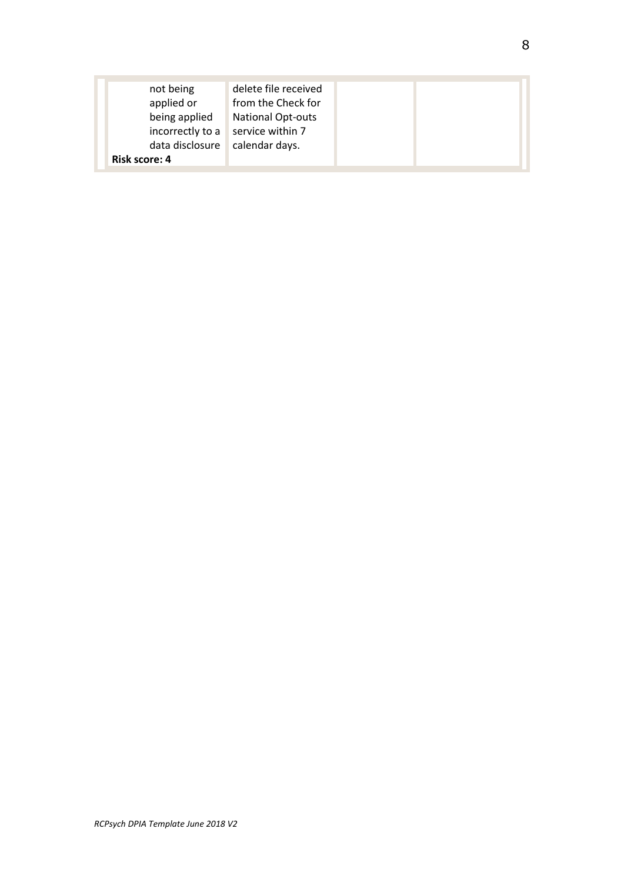| | | | |
|---|---|---|---|
| not being applied or being applied incorrectly to a data disclosure<br>**Risk score: 4** | delete file received from the Check for National Opt-outs service within 7 calendar days. | | |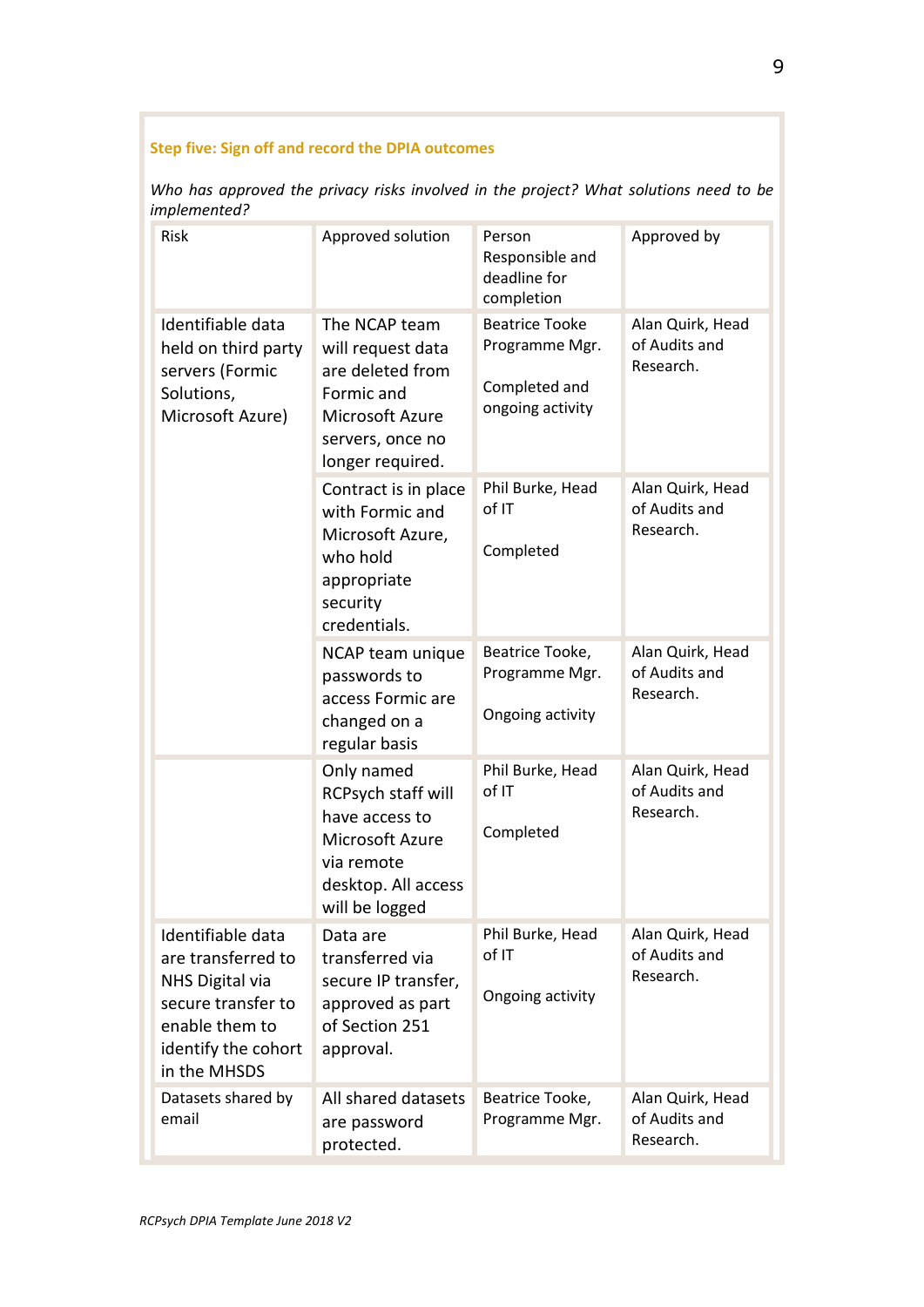### Step five: Sign off and record the DPIA outcomes

*Who has approved the privacy risks involved in the project? What solutions need to be implemented?*

| Risk | Approved solution | Person Responsible and deadline for completion | Approved by |
|---|---|---|---|
| Identifiable data held on third party servers (Formic Solutions, Microsoft Azure) | The NCAP team will request data are deleted from Formic and Microsoft Azure servers, once no longer required. | Beatrice Tooke Programme Mgr.<br><br>Completed and ongoing activity | Alan Quirk, Head of Audits and Research. |
| | Contract is in place with Formic and Microsoft Azure, who hold appropriate security credentials. | Phil Burke, Head of IT<br><br>Completed | Alan Quirk, Head of Audits and Research. |
| | NCAP team unique passwords to access Formic are changed on a regular basis | Beatrice Tooke, Programme Mgr.<br><br>Ongoing activity | Alan Quirk, Head of Audits and Research. |
| | Only named RCPsych staff will have access to Microsoft Azure via remote desktop. All access will be logged | Phil Burke, Head of IT<br><br>Completed | Alan Quirk, Head of Audits and Research. |
| Identifiable data are transferred to NHS Digital via secure transfer to enable them to identify the cohort in the MHSDS | Data are transferred via secure IP transfer, approved as part of Section 251 approval. | Phil Burke, Head of IT<br><br>Ongoing activity | Alan Quirk, Head of Audits and Research. |
| Datasets shared by email | All shared datasets are password protected. | Beatrice Tooke, Programme Mgr. | Alan Quirk, Head of Audits and Research. |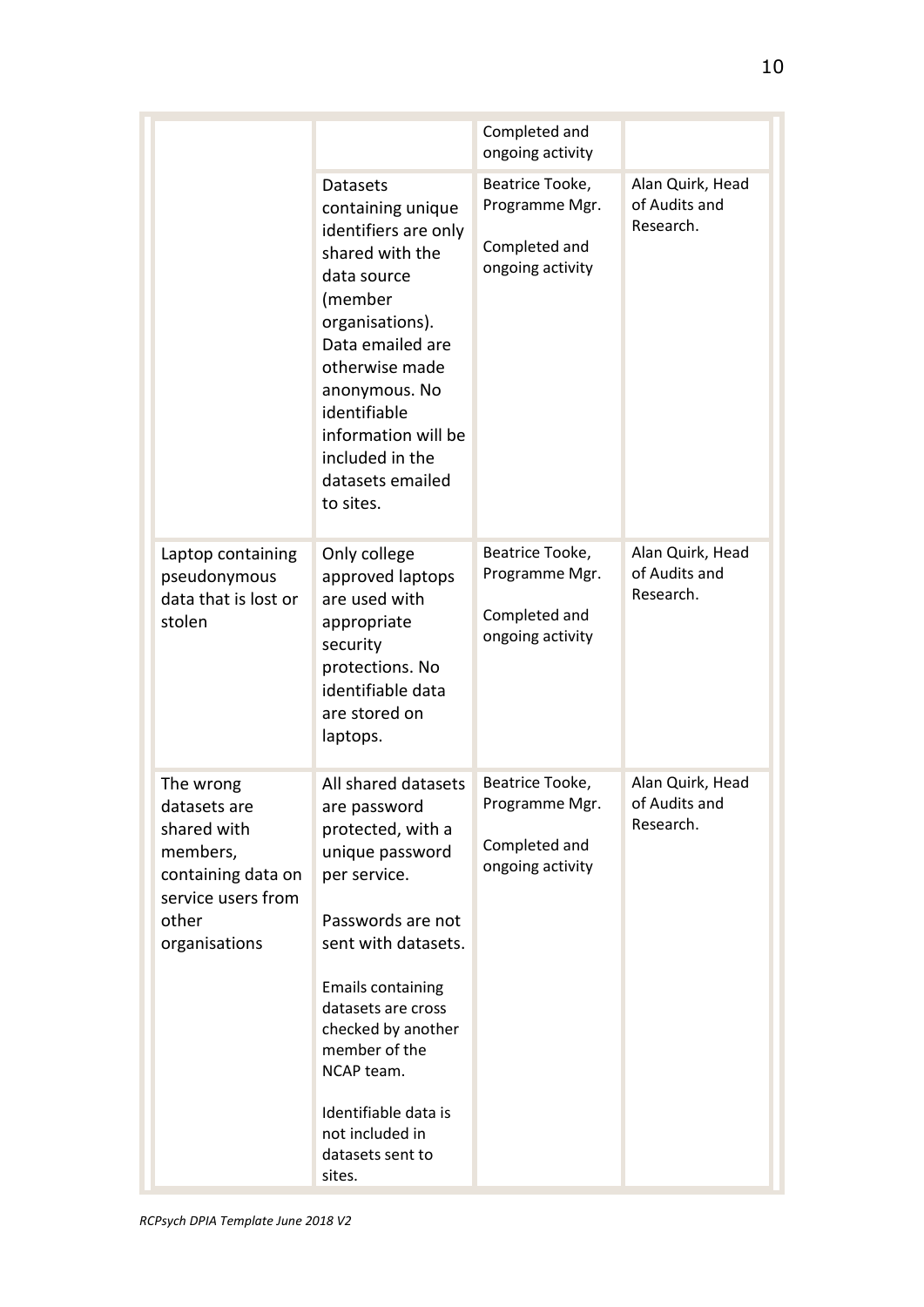| | | | |
|---|---|---|---|
| | | Completed and ongoing activity | |
| | Datasets containing unique identifiers are only shared with the data source (member organisations). Data emailed are otherwise made anonymous. No identifiable information will be included in the datasets emailed to sites. | Beatrice Tooke, Programme Mgr.<br><br>Completed and ongoing activity | Alan Quirk, Head of Audits and Research. |
| Laptop containing pseudonymous data that is lost or stolen | Only college approved laptops are used with appropriate security protections. No identifiable data are stored on laptops. | Beatrice Tooke, Programme Mgr.<br><br>Completed and ongoing activity | Alan Quirk, Head of Audits and Research. |
| The wrong datasets are shared with members, containing data on service users from other organisations | All shared datasets are password protected, with a unique password per service.<br><br>Passwords are not sent with datasets.<br><br>Emails containing datasets are cross checked by another member of the NCAP team.<br><br>Identifiable data is not included in datasets sent to sites. | Beatrice Tooke, Programme Mgr.<br><br>Completed and ongoing activity | Alan Quirk, Head of Audits and Research. |

*RCPsych DPIA Template June 2018 V2*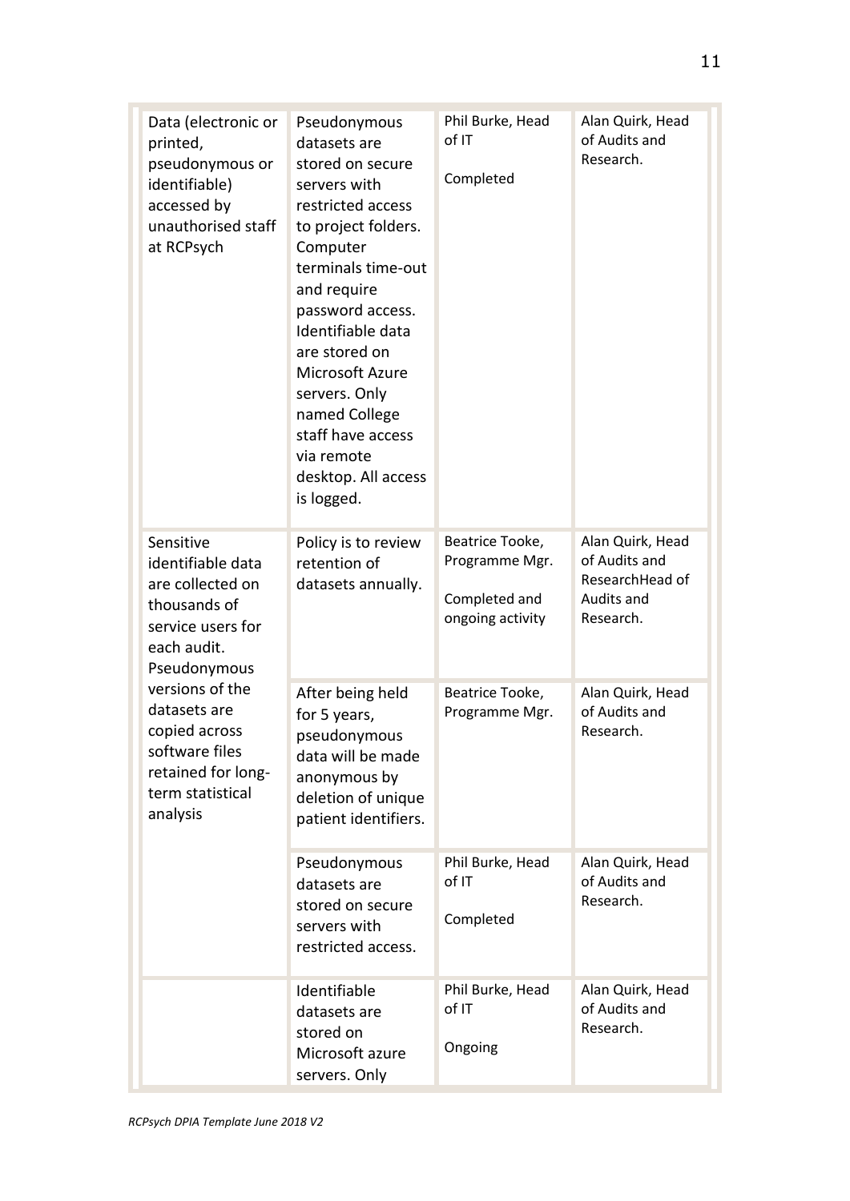| | | | |
|---|---|---|---|
| Data (electronic or printed, pseudonymous or identifiable) accessed by unauthorised staff at RCPsych | Pseudonymous datasets are stored on secure servers with restricted access to project folders. Computer terminals time-out and require password access. Identifiable data are stored on Microsoft Azure servers. Only named College staff have access via remote desktop. All access is logged. | Phil Burke, Head of IT<br><br>Completed | Alan Quirk, Head of Audits and Research. |
| Sensitive identifiable data are collected on thousands of service users for each audit. Pseudonymous versions of the datasets are copied across software files retained for long-term statistical analysis | Policy is to review retention of datasets annually. | Beatrice Tooke, Programme Mgr.<br><br>Completed and ongoing activity | Alan Quirk, Head of Audits and ResearchHead of Audits and Research. |
| | After being held for 5 years, pseudonymous data will be made anonymous by deletion of unique patient identifiers. | Beatrice Tooke, Programme Mgr. | Alan Quirk, Head of Audits and Research. |
| | Pseudonymous datasets are stored on secure servers with restricted access. | Phil Burke, Head of IT<br><br>Completed | Alan Quirk, Head of Audits and Research. |
| | Identifiable datasets are stored on Microsoft azure servers. Only | Phil Burke, Head of IT<br><br>Ongoing | Alan Quirk, Head of Audits and Research. |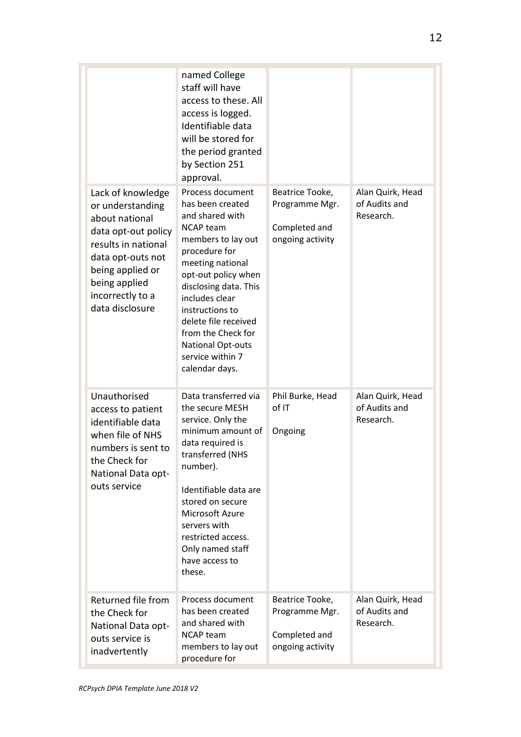| | | | |
|---|---|---|---|
| | named College staff will have access to these. All access is logged. Identifiable data will be stored for the period granted by Section 251 approval. | | |
| Lack of knowledge or understanding about national data opt-out policy results in national data opt-outs not being applied or being applied incorrectly to a data disclosure | Process document has been created and shared with NCAP team members to lay out procedure for meeting national opt-out policy when disclosing data. This includes clear instructions to delete file received from the Check for National Opt-outs service within 7 calendar days. | Beatrice Tooke, Programme Mgr.<br><br>Completed and ongoing activity | Alan Quirk, Head of Audits and Research. |
| Unauthorised access to patient identifiable data when file of NHS numbers is sent to the Check for National Data opt-outs service | Data transferred via the secure MESH service. Only the minimum amount of data required is transferred (NHS number).<br><br>Identifiable data are stored on secure Microsoft Azure servers with restricted access. Only named staff have access to these. | Phil Burke, Head of IT<br><br>Ongoing | Alan Quirk, Head of Audits and Research. |
| Returned file from the Check for National Data opt-outs service is inadvertently | Process document has been created and shared with NCAP team members to lay out procedure for | Beatrice Tooke, Programme Mgr.<br><br>Completed and ongoing activity | Alan Quirk, Head of Audits and Research. |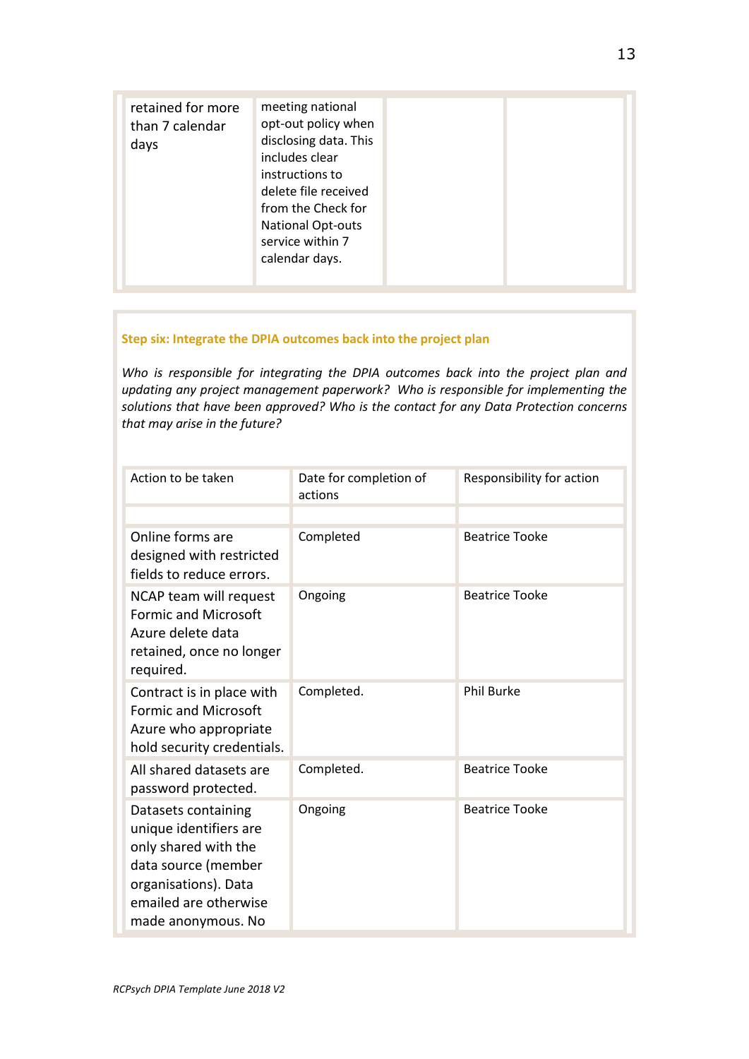| | | | |
|---|---|---|---|
| retained for more than 7 calendar days | meeting national opt-out policy when disclosing data. This includes clear instructions to delete file received from the Check for National Opt-outs service within 7 calendar days. | | |

**Step six: Integrate the DPIA outcomes back into the project plan**

*Who is responsible for integrating the DPIA outcomes back into the project plan and updating any project management paperwork? Who is responsible for implementing the solutions that have been approved? Who is the contact for any Data Protection concerns that may arise in the future?*

| Action to be taken | Date for completion of actions | Responsibility for action |
|---|---|---|
| | | |
| Online forms are designed with restricted fields to reduce errors. | Completed | Beatrice Tooke |
| NCAP team will request Formic and Microsoft Azure delete data retained, once no longer required. | Ongoing | Beatrice Tooke |
| Contract is in place with Formic and Microsoft Azure who appropriate hold security credentials. | Completed. | Phil Burke |
| All shared datasets are password protected. | Completed. | Beatrice Tooke |
| Datasets containing unique identifiers are only shared with the data source (member organisations). Data emailed are otherwise made anonymous. No | Ongoing | Beatrice Tooke |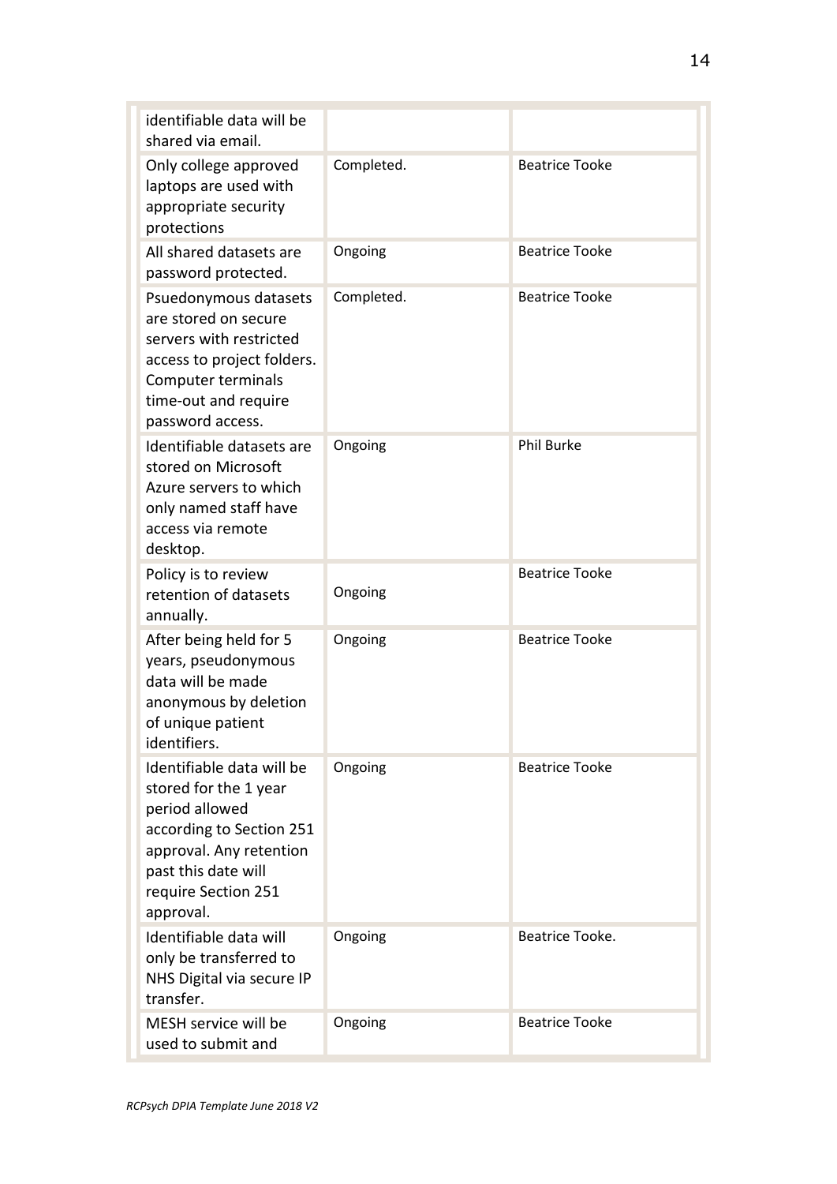| | | |
|---|---|---|
| identifiable data will be shared via email. | | |
| Only college approved laptops are used with appropriate security protections | Completed. | Beatrice Tooke |
| All shared datasets are password protected. | Ongoing | Beatrice Tooke |
| Psuedonymous datasets are stored on secure servers with restricted access to project folders. Computer terminals time-out and require password access. | Completed. | Beatrice Tooke |
| Identifiable datasets are stored on Microsoft Azure servers to which only named staff have access via remote desktop. | Ongoing | Phil Burke |
| Policy is to review retention of datasets annually. | Ongoing | Beatrice Tooke |
| After being held for 5 years, pseudonymous data will be made anonymous by deletion of unique patient identifiers. | Ongoing | Beatrice Tooke |
| Identifiable data will be stored for the 1 year period allowed according to Section 251 approval. Any retention past this date will require Section 251 approval. | Ongoing | Beatrice Tooke |
| Identifiable data will only be transferred to NHS Digital via secure IP transfer. | Ongoing | Beatrice Tooke. |
| MESH service will be used to submit and | Ongoing | Beatrice Tooke |

*RCPsych DPIA Template June 2018 V2*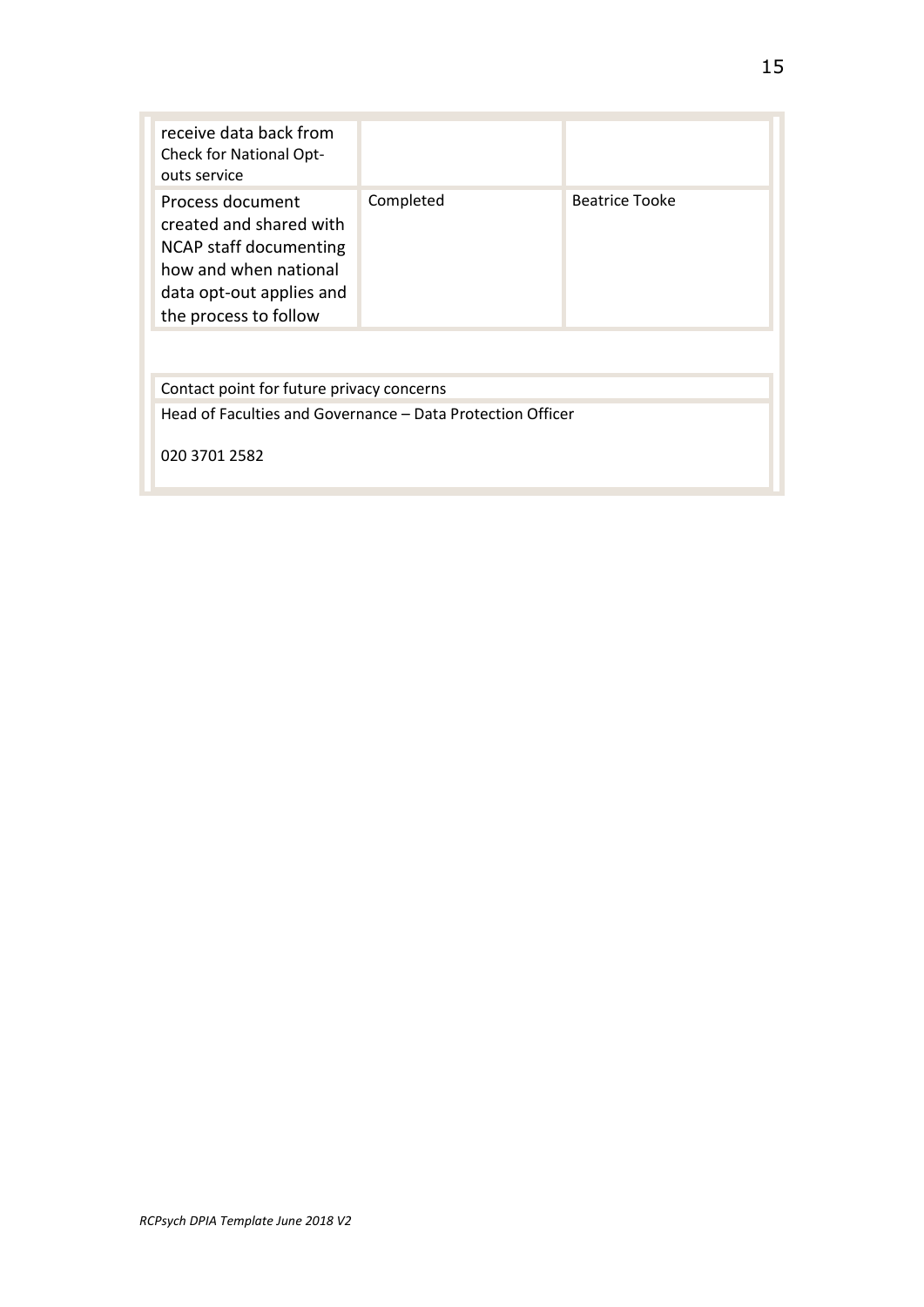| | | |
|---|---|---|
| receive data back from Check for National Opt-outs service | | |
| Process document created and shared with NCAP staff documenting how and when national data opt-out applies and the process to follow | Completed | Beatrice Tooke |

| Contact point for future privacy concerns |
|---|
| Head of Faculties and Governance – Data Protection Officer<br><br>020 3701 2582 |

*RCPsych DPIA Template June 2018 V2*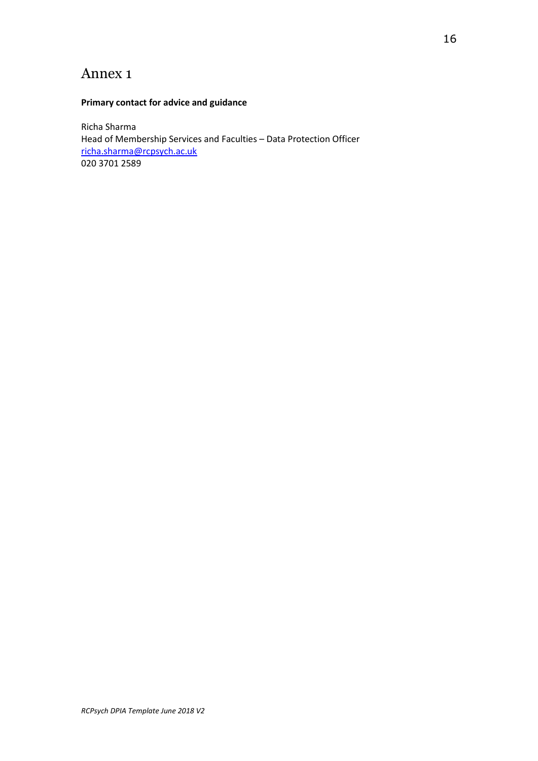# Annex 1

**Primary contact for advice and guidance**

Richa Sharma
Head of Membership Services and Faculties – Data Protection Officer
richa.sharma@rcpsych.ac.uk
020 3701 2589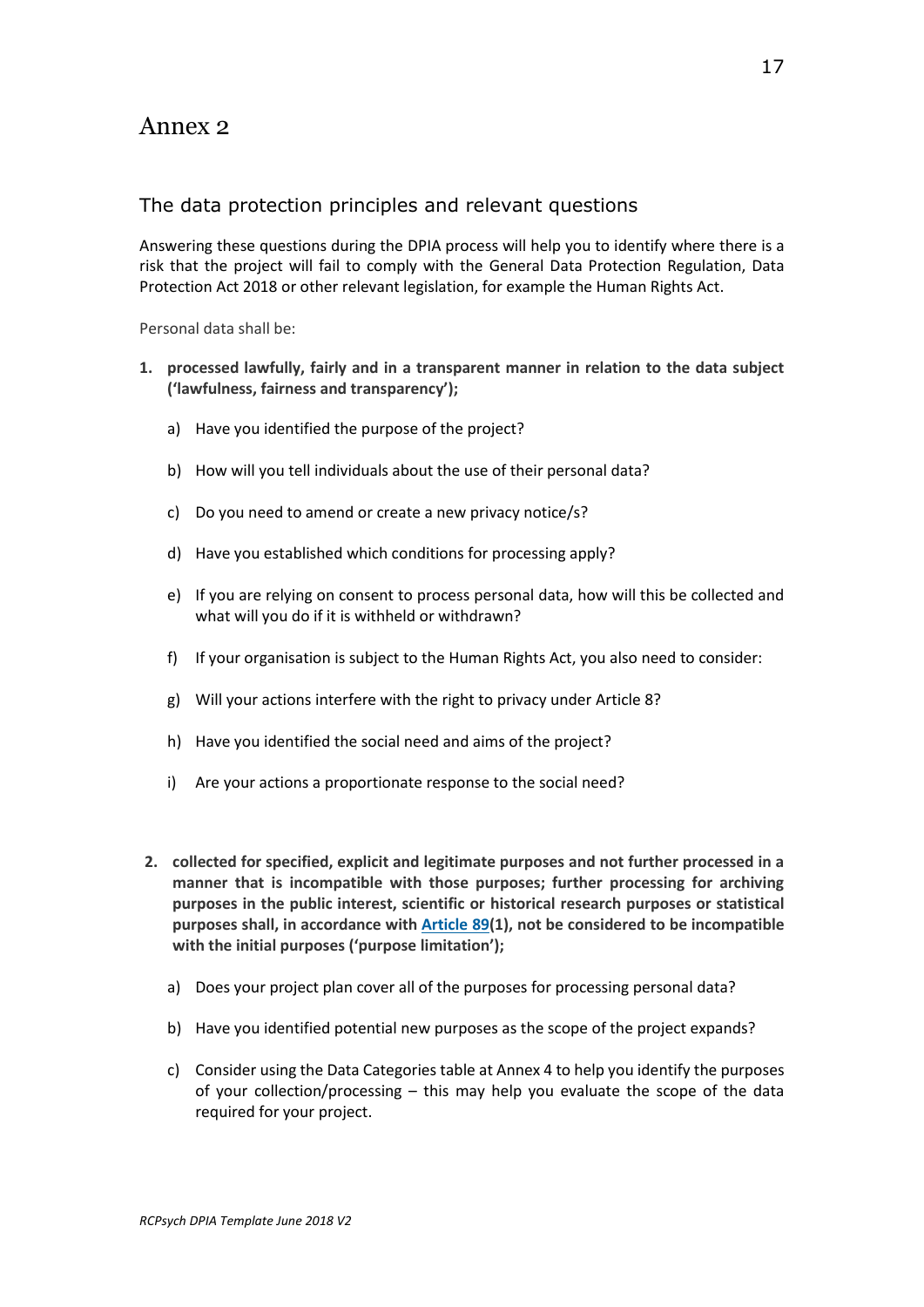# Annex 2

## The data protection principles and relevant questions

Answering these questions during the DPIA process will help you to identify where there is a risk that the project will fail to comply with the General Data Protection Regulation, Data Protection Act 2018 or other relevant legislation, for example the Human Rights Act.

Personal data shall be:

1. **processed lawfully, fairly and in a transparent manner in relation to the data subject ('lawfulness, fairness and transparency');**

   a) Have you identified the purpose of the project?

   b) How will you tell individuals about the use of their personal data?

   c) Do you need to amend or create a new privacy notice/s?

   d) Have you established which conditions for processing apply?

   e) If you are relying on consent to process personal data, how will this be collected and what will you do if it is withheld or withdrawn?

   f) If your organisation is subject to the Human Rights Act, you also need to consider:

   g) Will your actions interfere with the right to privacy under Article 8?

   h) Have you identified the social need and aims of the project?

   i) Are your actions a proportionate response to the social need?

2. **collected for specified, explicit and legitimate purposes and not further processed in a manner that is incompatible with those purposes; further processing for archiving purposes in the public interest, scientific or historical research purposes or statistical purposes shall, in accordance with Article 89(1), not be considered to be incompatible with the initial purposes ('purpose limitation');**

   a) Does your project plan cover all of the purposes for processing personal data?

   b) Have you identified potential new purposes as the scope of the project expands?

   c) Consider using the Data Categories table at Annex 4 to help you identify the purposes of your collection/processing – this may help you evaluate the scope of the data required for your project.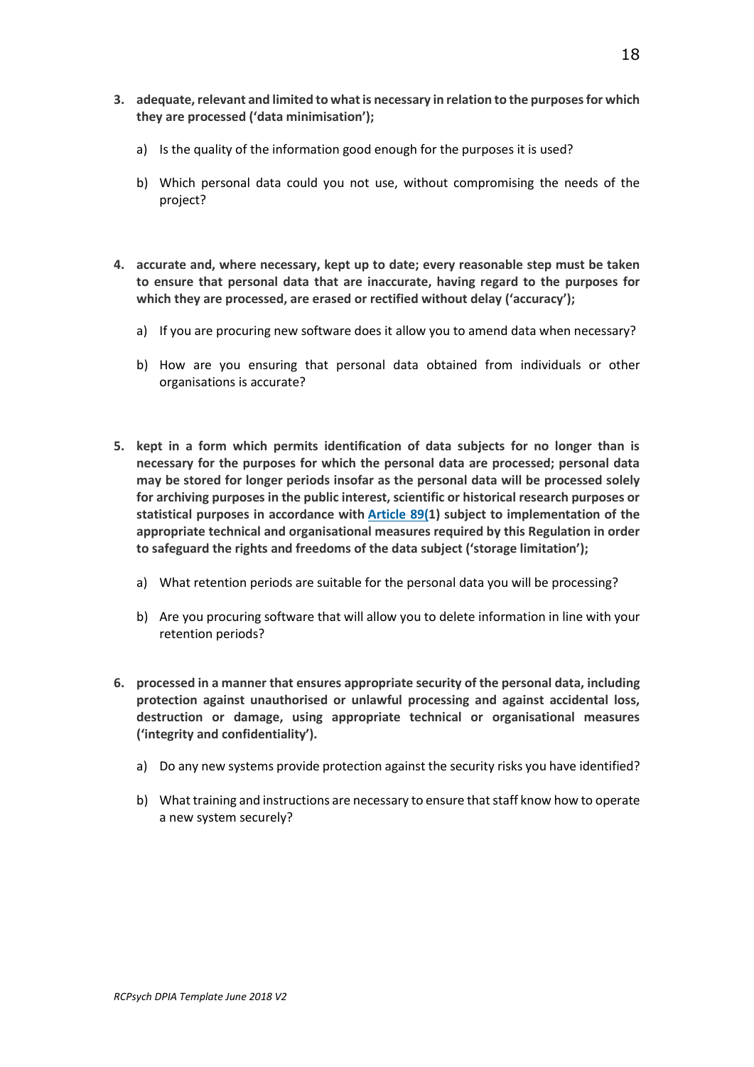3. **adequate, relevant and limited to what is necessary in relation to the purposes for which they are processed ('data minimisation');**

    a) Is the quality of the information good enough for the purposes it is used?

    b) Which personal data could you not use, without compromising the needs of the project?

4. **accurate and, where necessary, kept up to date; every reasonable step must be taken to ensure that personal data that are inaccurate, having regard to the purposes for which they are processed, are erased or rectified without delay ('accuracy');**

    a) If you are procuring new software does it allow you to amend data when necessary?

    b) How are you ensuring that personal data obtained from individuals or other organisations is accurate?

5. **kept in a form which permits identification of data subjects for no longer than is necessary for the purposes for which the personal data are processed; personal data may be stored for longer periods insofar as the personal data will be processed solely for archiving purposes in the public interest, scientific or historical research purposes or statistical purposes in accordance with Article 89(1) subject to implementation of the appropriate technical and organisational measures required by this Regulation in order to safeguard the rights and freedoms of the data subject ('storage limitation');**

    a) What retention periods are suitable for the personal data you will be processing?

    b) Are you procuring software that will allow you to delete information in line with your retention periods?

6. **processed in a manner that ensures appropriate security of the personal data, including protection against unauthorised or unlawful processing and against accidental loss, destruction or damage, using appropriate technical or organisational measures ('integrity and confidentiality').**

    a) Do any new systems provide protection against the security risks you have identified?

    b) What training and instructions are necessary to ensure that staff know how to operate a new system securely?

*RCPsych DPIA Template June 2018 V2*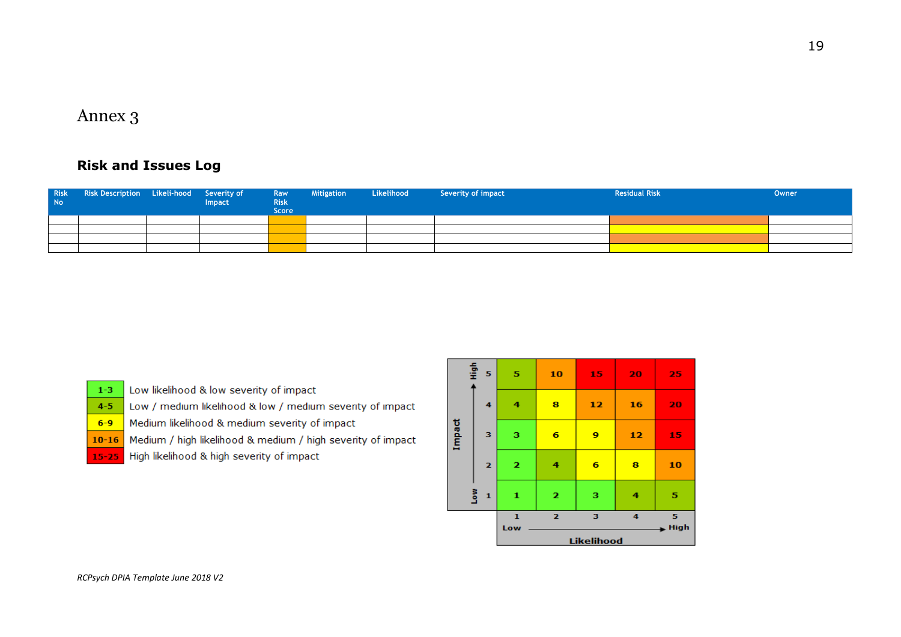# Annex 3

## Risk and Issues Log

| Risk No | Risk Description | Likeli-hood | Severity of Impact | Raw Risk Score | Mitigation | Likelihood | Severity of impact | Residual Risk | Owner |
|---|---|---|---|---|---|---|---|---|---|
| | | | | | | | | | |
| | | | | | | | | | |
| | | | | | | | | | |
| | | | | | | | | | |

| | |
|---|---|
| 1-3 | Low likelihood & low severity of impact |
| 4-5 | Low / medium likelihood & low / medium severity of impact |
| 6-9 | Medium likelihood & medium severity of impact |
| 10-16 | Medium / high likelihood & medium / high severity of impact |
| 15-25 | High likelihood & high severity of impact |

Impact (Low → High): 1, 2, 3, 4, 5

5: 5, 10, 15, 20, 25
4: 4, 8, 12, 16, 20
3: 3, 6, 9, 12, 15
2: 2, 4, 6, 8, 10
1: 1, 2, 3, 4, 5

Likelihood (Low → High): 1, 2, 3, 4, 5

*RCPsych DPIA Template June 2018 V2*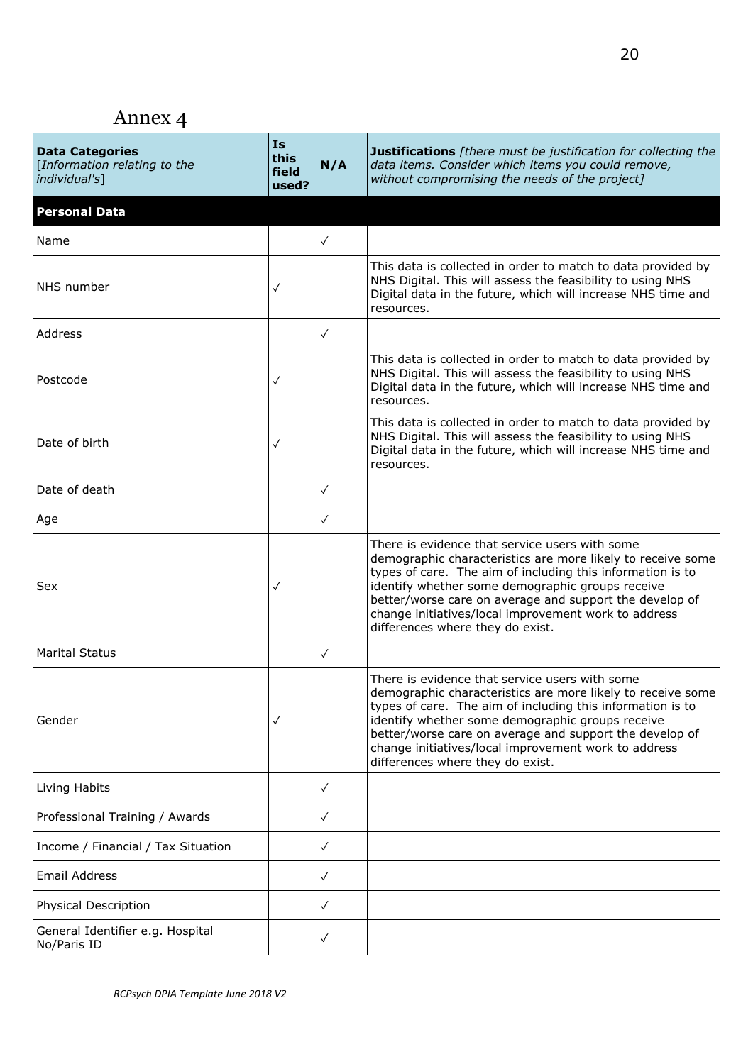# Annex 4

| **Data Categories** [*Information relating to the individual's*] | **Is this field used?** | **N/A** | **Justifications** *[there must be justification for collecting the data items. Consider which items you could remove, without compromising the needs of the project]* |
|---|---|---|---|
| **Personal Data** | | | |
| Name | | ✓ | |
| NHS number | ✓ | | This data is collected in order to match to data provided by NHS Digital. This will assess the feasibility to using NHS Digital data in the future, which will increase NHS time and resources. |
| Address | | ✓ | |
| Postcode | ✓ | | This data is collected in order to match to data provided by NHS Digital. This will assess the feasibility to using NHS Digital data in the future, which will increase NHS time and resources. |
| Date of birth | ✓ | | This data is collected in order to match to data provided by NHS Digital. This will assess the feasibility to using NHS Digital data in the future, which will increase NHS time and resources. |
| Date of death | | ✓ | |
| Age | | ✓ | |
| Sex | ✓ | | There is evidence that service users with some demographic characteristics are more likely to receive some types of care. The aim of including this information is to identify whether some demographic groups receive better/worse care on average and support the develop of change initiatives/local improvement work to address differences where they do exist. |
| Marital Status | | ✓ | |
| Gender | ✓ | | There is evidence that service users with some demographic characteristics are more likely to receive some types of care. The aim of including this information is to identify whether some demographic groups receive better/worse care on average and support the develop of change initiatives/local improvement work to address differences where they do exist. |
| Living Habits | | ✓ | |
| Professional Training / Awards | | ✓ | |
| Income / Financial / Tax Situation | | ✓ | |
| Email Address | | ✓ | |
| Physical Description | | ✓ | |
| General Identifier e.g. Hospital No/Paris ID | | ✓ | |

*RCPsych DPIA Template June 2018 V2*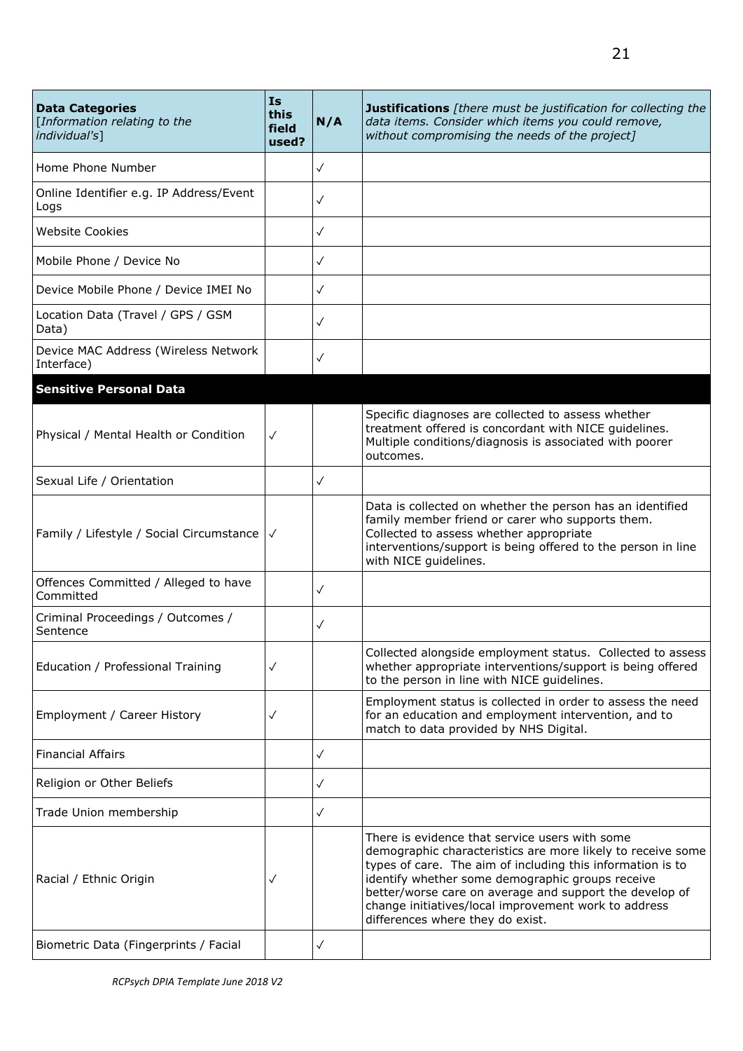| **Data Categories** [*Information relating to the individual's*] | **Is this field used?** | **N/A** | **Justifications** *[there must be justification for collecting the data items. Consider which items you could remove, without compromising the needs of the project]* |
|---|---|---|---|
| Home Phone Number | | ✓ | |
| Online Identifier e.g. IP Address/Event Logs | | ✓ | |
| Website Cookies | | ✓ | |
| Mobile Phone / Device No | | ✓ | |
| Device Mobile Phone / Device IMEI No | | ✓ | |
| Location Data (Travel / GPS / GSM Data) | | ✓ | |
| Device MAC Address (Wireless Network Interface) | | ✓ | |
| **Sensitive Personal Data** | | | |
| Physical / Mental Health or Condition | ✓ | | Specific diagnoses are collected to assess whether treatment offered is concordant with NICE guidelines. Multiple conditions/diagnosis is associated with poorer outcomes. |
| Sexual Life / Orientation | | ✓ | |
| Family / Lifestyle / Social Circumstance | ✓ | | Data is collected on whether the person has an identified family member friend or carer who supports them. Collected to assess whether appropriate interventions/support is being offered to the person in line with NICE guidelines. |
| Offences Committed / Alleged to have Committed | | ✓ | |
| Criminal Proceedings / Outcomes / Sentence | | ✓ | |
| Education / Professional Training | ✓ | | Collected alongside employment status. Collected to assess whether appropriate interventions/support is being offered to the person in line with NICE guidelines. |
| Employment / Career History | ✓ | | Employment status is collected in order to assess the need for an education and employment intervention, and to match to data provided by NHS Digital. |
| Financial Affairs | | ✓ | |
| Religion or Other Beliefs | | ✓ | |
| Trade Union membership | | ✓ | |
| Racial / Ethnic Origin | ✓ | | There is evidence that service users with some demographic characteristics are more likely to receive some types of care. The aim of including this information is to identify whether some demographic groups receive better/worse care on average and support the develop of change initiatives/local improvement work to address differences where they do exist. |
| Biometric Data (Fingerprints / Facial | | ✓ | |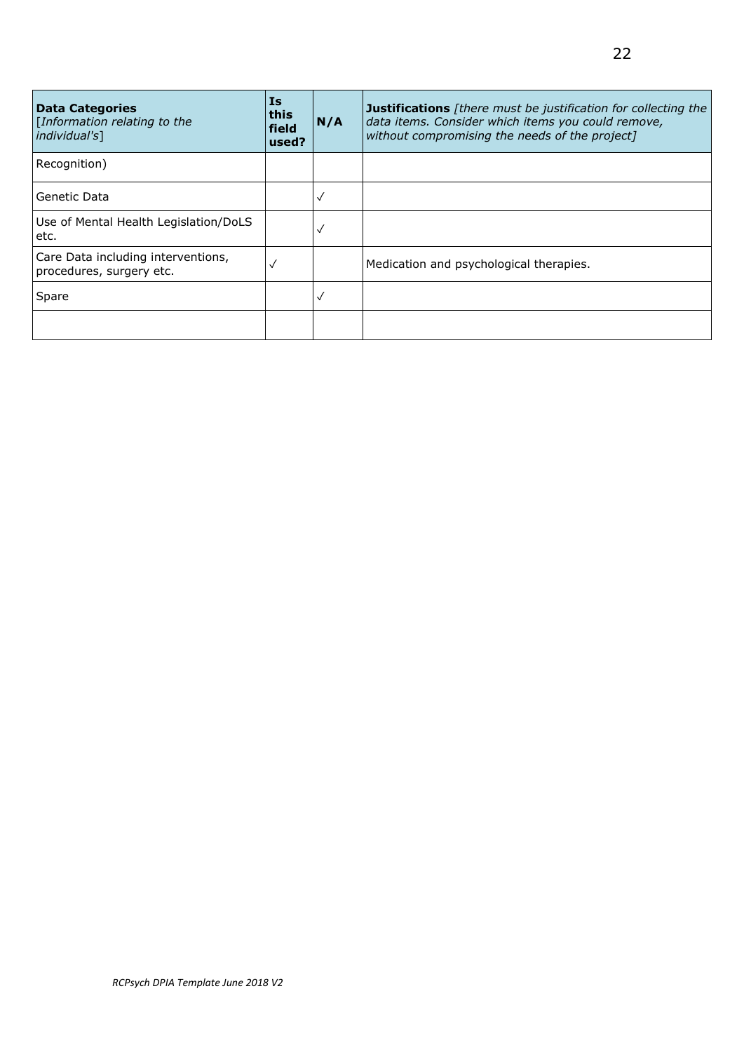| **Data Categories** [*Information relating to the individual's*] | **Is this field used?** | **N/A** | **Justifications** *[there must be justification for collecting the data items. Consider which items you could remove, without compromising the needs of the project]* |
|---|---|---|---|
| Recognition) | | | |
| Genetic Data | | ✓ | |
| Use of Mental Health Legislation/DoLS etc. | | ✓ | |
| Care Data including interventions, procedures, surgery etc. | ✓ | | Medication and psychological therapies. |
| Spare | | ✓ | |
| | | | |